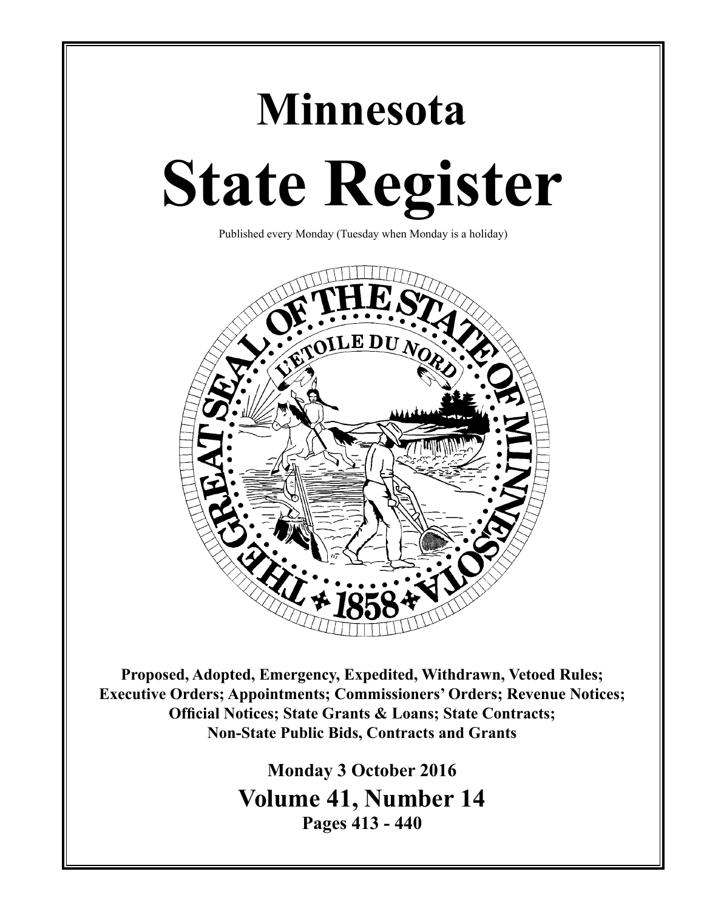# Minnesota

# State Register

Published every Monday (Tuesday when Monday is a holiday)

**Proposed, Adopted, Emergency, Expedited, Withdrawn, Vetoed Rules; Executive Orders; Appointments; Commissioners' Orders; Revenue Notices; Official Notices; State Grants & Loans; State Contracts; Non-State Public Bids, Contracts and Grants**

**Monday 3 October 2016**

## Volume 41, Number 14

**Pages 413 - 440**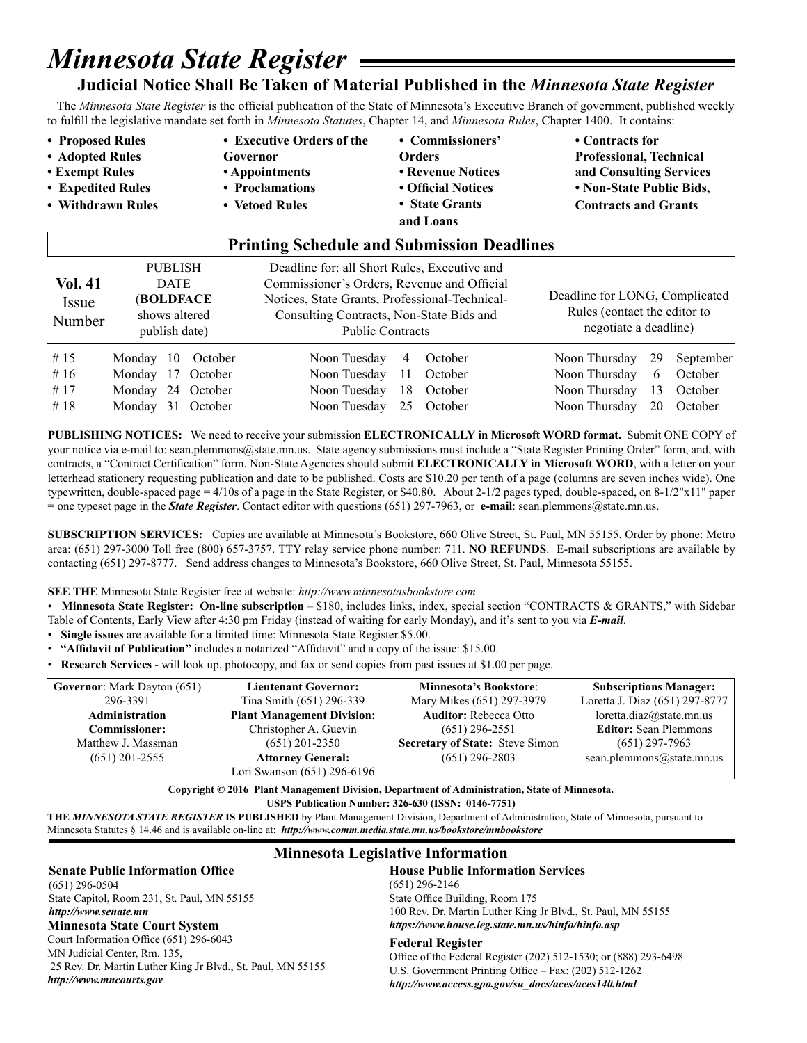# *Minnesota State Register*

## Judicial Notice Shall Be Taken of Material Published in the *Minnesota State Register*

The *Minnesota State Register* is the official publication of the State of Minnesota's Executive Branch of government, published weekly to fulfill the legislative mandate set forth in *Minnesota Statutes*, Chapter 14, and *Minnesota Rules*, Chapter 1400. It contains:

- **Proposed Rules**
- **Adopted Rules**
- **Exempt Rules**
- **Expedited Rules**
- **Withdrawn Rules**
- **Executive Orders of the Governor**
- **Appointments**
- **Proclamations**
- **Vetoed Rules**
- **Commissioners' Orders**
- **Revenue Notices**
- **Official Notices**
- **State Grants and Loans**
- **Contracts for Professional, Technical and Consulting Services**
- **Non-State Public Bids, Contracts and Grants**

## Printing Schedule and Submission Deadlines

| **Vol. 41** Issue Number | PUBLISH DATE (**BOLDFACE** shows altered publish date) | Deadline for: all Short Rules, Executive and Commissioner's Orders, Revenue and Official Notices, State Grants, Professional-Technical-Consulting Contracts, Non-State Bids and Public Contracts | Deadline for LONG, Complicated Rules (contact the editor to negotiate a deadline) |
|---|---|---|---|
| # 15 | Monday 10 October | Noon Tuesday 4 October | Noon Thursday 29 September |
| # 16 | Monday 17 October | Noon Tuesday 11 October | Noon Thursday 6 October |
| # 17 | Monday 24 October | Noon Tuesday 18 October | Noon Thursday 13 October |
| # 18 | Monday 31 October | Noon Tuesday 25 October | Noon Thursday 20 October |

**PUBLISHING NOTICES:** We need to receive your submission **ELECTRONICALLY in Microsoft WORD format.** Submit ONE COPY of your notice via e-mail to: sean.plemmons@state.mn.us. State agency submissions must include a "State Register Printing Order" form, and, with contracts, a "Contract Certification" form. Non-State Agencies should submit **ELECTRONICALLY in Microsoft WORD**, with a letter on your letterhead stationery requesting publication and date to be published. Costs are $10.20 per tenth of a page (columns are seven inches wide). One typewritten, double-spaced page = 4/10s of a page in the State Register, or $40.80. About 2-1/2 pages typed, double-spaced, on 8-1/2"x11" paper = one typeset page in the ***State Register***. Contact editor with questions (651) 297-7963, or **e-mail**: sean.plemmons@state.mn.us.

**SUBSCRIPTION SERVICES:** Copies are available at Minnesota's Bookstore, 660 Olive Street, St. Paul, MN 55155. Order by phone: Metro area: (651) 297-3000 Toll free (800) 657-3757. TTY relay service phone number: 711. **NO REFUNDS**. E-mail subscriptions are available by contacting (651) 297-8777. Send address changes to Minnesota's Bookstore, 660 Olive Street, St. Paul, Minnesota 55155.

**SEE THE** Minnesota State Register free at website: *http://www.minnesotasbookstore.com*

- **Minnesota State Register: On-line subscription** – $180, includes links, index, special section "CONTRACTS & GRANTS," with Sidebar Table of Contents, Early View after 4:30 pm Friday (instead of waiting for early Monday), and it's sent to you via ***E-mail***.
- **Single issues** are available for a limited time: Minnesota State Register $5.00.
- **"Affidavit of Publication"** includes a notarized "Affidavit" and a copy of the issue: $15.00.
- **Research Services** - will look up, photocopy, and fax or send copies from past issues at $1.00 per page.

| | | | |
|---|---|---|---|
| **Governor**: Mark Dayton (651) 296-3391 | **Lieutenant Governor:** Tina Smith (651) 296-339 | **Minnesota's Bookstore**: Mary Mikes (651) 297-3979 | **Subscriptions Manager:** Loretta J. Diaz (651) 297-8777 loretta.diaz@state.mn.us |
| **Administration Commissioner:** Matthew J. Massman (651) 201-2555 | **Plant Management Division:** Christopher A. Guevin (651) 201-2350 | **Auditor:** Rebecca Otto (651) 296-2551 | **Editor:** Sean Plemmons (651) 297-7963 sean.plemmons@state.mn.us |
| | **Attorney General:** Lori Swanson (651) 296-6196 | **Secretary of State:** Steve Simon (651) 296-2803 | |

**Copyright © 2016 Plant Management Division, Department of Administration, State of Minnesota.**
**USPS Publication Number: 326-630 (ISSN: 0146-7751)**

**THE *MINNESOTA STATE REGISTER* IS PUBLISHED** by Plant Management Division, Department of Administration, State of Minnesota, pursuant to Minnesota Statutes § 14.46 and is available on-line at: ***http://www.comm.media.state.mn.us/bookstore/mnbookstore***

## Minnesota Legislative Information

**Senate Public Information Office**
(651) 296-0504
State Capitol, Room 231, St. Paul, MN 55155
***http://www.senate.mn***

**Minnesota State Court System**
Court Information Office (651) 296-6043
MN Judicial Center, Rm. 135,
25 Rev. Dr. Martin Luther King Jr Blvd., St. Paul, MN 55155
***http://www.mncourts.gov***

**House Public Information Services**
(651) 296-2146
State Office Building, Room 175
100 Rev. Dr. Martin Luther King Jr Blvd., St. Paul, MN 55155
***https://www.house.leg.state.mn.us/hinfo/hinfo.asp***

**Federal Register**
Office of the Federal Register (202) 512-1530; or (888) 293-6498
U.S. Government Printing Office – Fax: (202) 512-1262
***http://www.access.gpo.gov/su_docs/aces/aces140.html***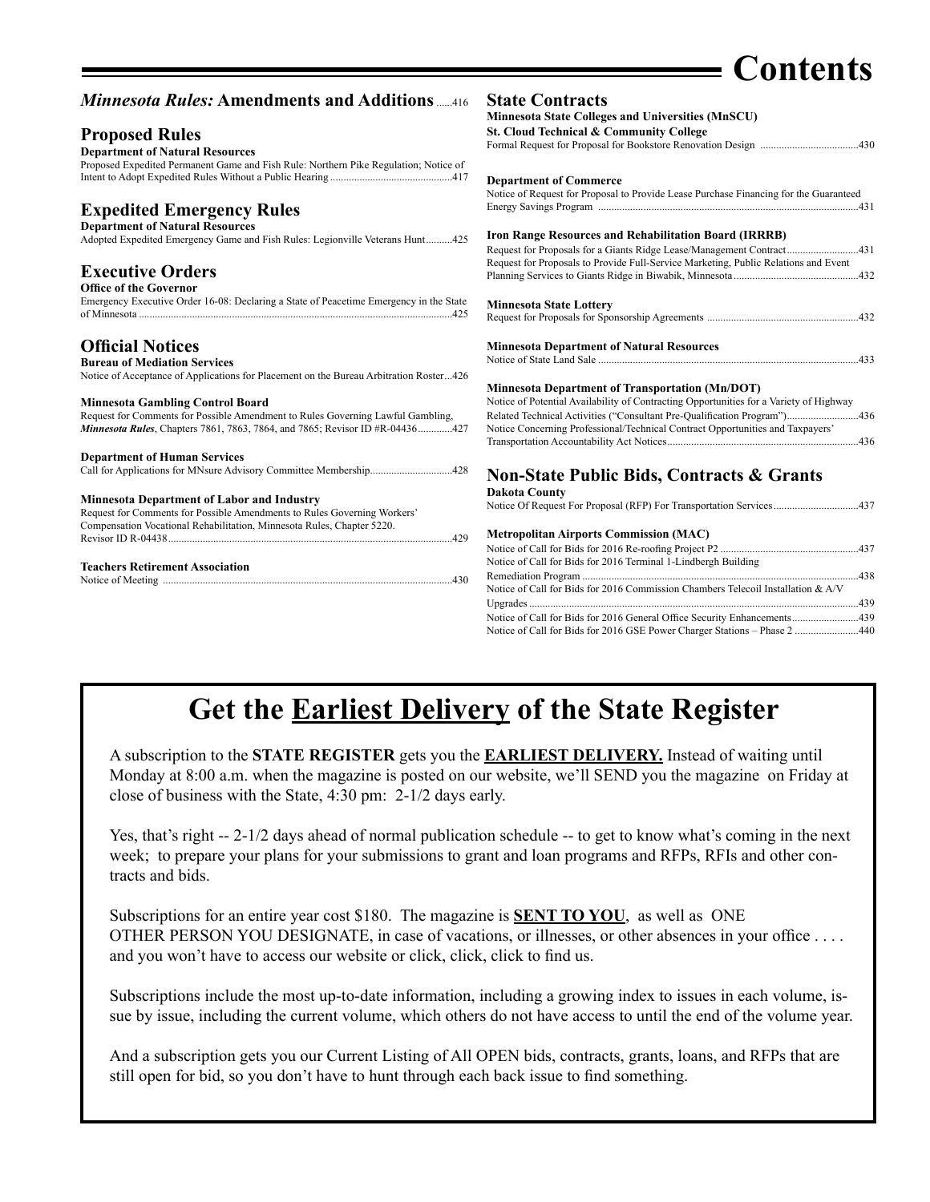# Contents

## *Minnesota Rules:* Amendments and Additions ......416

## Proposed Rules

**Department of Natural Resources**
Proposed Expedited Permanent Game and Fish Rule: Northern Pike Regulation; Notice of Intent to Adopt Expedited Rules Without a Public Hearing ..............417

## Expedited Emergency Rules

**Department of Natural Resources**
Adopted Expedited Emergency Game and Fish Rules: Legionville Veterans Hunt..........425

## Executive Orders

**Office of the Governor**
Emergency Executive Order 16-08: Declaring a State of Peacetime Emergency in the State of Minnesota ..............425

## Official Notices

**Bureau of Mediation Services**
Notice of Acceptance of Applications for Placement on the Bureau Arbitration Roster...426

**Minnesota Gambling Control Board**
Request for Comments for Possible Amendment to Rules Governing Lawful Gambling, *Minnesota Rules*, Chapters 7861, 7863, 7864, and 7865; Revisor ID #R-04436............427

**Department of Human Services**
Call for Applications for MNsure Advisory Committee Membership..............428

**Minnesota Department of Labor and Industry**
Request for Comments for Possible Amendments to Rules Governing Workers' Compensation Vocational Rehabilitation, Minnesota Rules, Chapter 5220. Revisor ID R-04438..............429

**Teachers Retirement Association**
Notice of Meeting ..............430

## State Contracts

**Minnesota State Colleges and Universities (MnSCU)**
**St. Cloud Technical & Community College**
Formal Request for Proposal for Bookstore Renovation Design ..............430

**Department of Commerce**
Notice of Request for Proposal to Provide Lease Purchase Financing for the Guaranteed Energy Savings Program ..............431

**Iron Range Resources and Rehabilitation Board (IRRRB)**
Request for Proposals for a Giants Ridge Lease/Management Contract..............431
Request for Proposals to Provide Full-Service Marketing, Public Relations and Event Planning Services to Giants Ridge in Biwabik, Minnesota..............432

**Minnesota State Lottery**
Request for Proposals for Sponsorship Agreements ..............432

**Minnesota Department of Natural Resources**
Notice of State Land Sale ..............433

**Minnesota Department of Transportation (Mn/DOT)**
Notice of Potential Availability of Contracting Opportunities for a Variety of Highway Related Technical Activities ("Consultant Pre-Qualification Program")..............436
Notice Concerning Professional/Technical Contract Opportunities and Taxpayers' Transportation Accountability Act Notices..............436

## Non-State Public Bids, Contracts & Grants

**Dakota County**
Notice Of Request For Proposal (RFP) For Transportation Services..............437

**Metropolitan Airports Commission (MAC)**
Notice of Call for Bids for 2016 Re-roofing Project P2 ..............437
Notice of Call for Bids for 2016 Terminal 1-Lindbergh Building Remediation Program ..............438
Notice of Call for Bids for 2016 Commission Chambers Telecoil Installation & A/V Upgrades..............439
Notice of Call for Bids for 2016 General Office Security Enhancements..............439
Notice of Call for Bids for 2016 GSE Power Charger Stations – Phase 2 ..............440

# Get the Earliest Delivery of the State Register

A subscription to the **STATE REGISTER** gets you the **EARLIEST DELIVERY.** Instead of waiting until Monday at 8:00 a.m. when the magazine is posted on our website, we'll SEND you the magazine on Friday at close of business with the State, 4:30 pm: 2-1/2 days early.

Yes, that's right -- 2-1/2 days ahead of normal publication schedule -- to get to know what's coming in the next week; to prepare your plans for your submissions to grant and loan programs and RFPs, RFIs and other contracts and bids.

Subscriptions for an entire year cost $180. The magazine is **SENT TO YOU**, as well as ONE OTHER PERSON YOU DESIGNATE, in case of vacations, or illnesses, or other absences in your office . . . . and you won't have to access our website or click, click, click to find us.

Subscriptions include the most up-to-date information, including a growing index to issues in each volume, issue by issue, including the current volume, which others do not have access to until the end of the volume year.

And a subscription gets you our Current Listing of All OPEN bids, contracts, grants, loans, and RFPs that are still open for bid, so you don't have to hunt through each back issue to find something.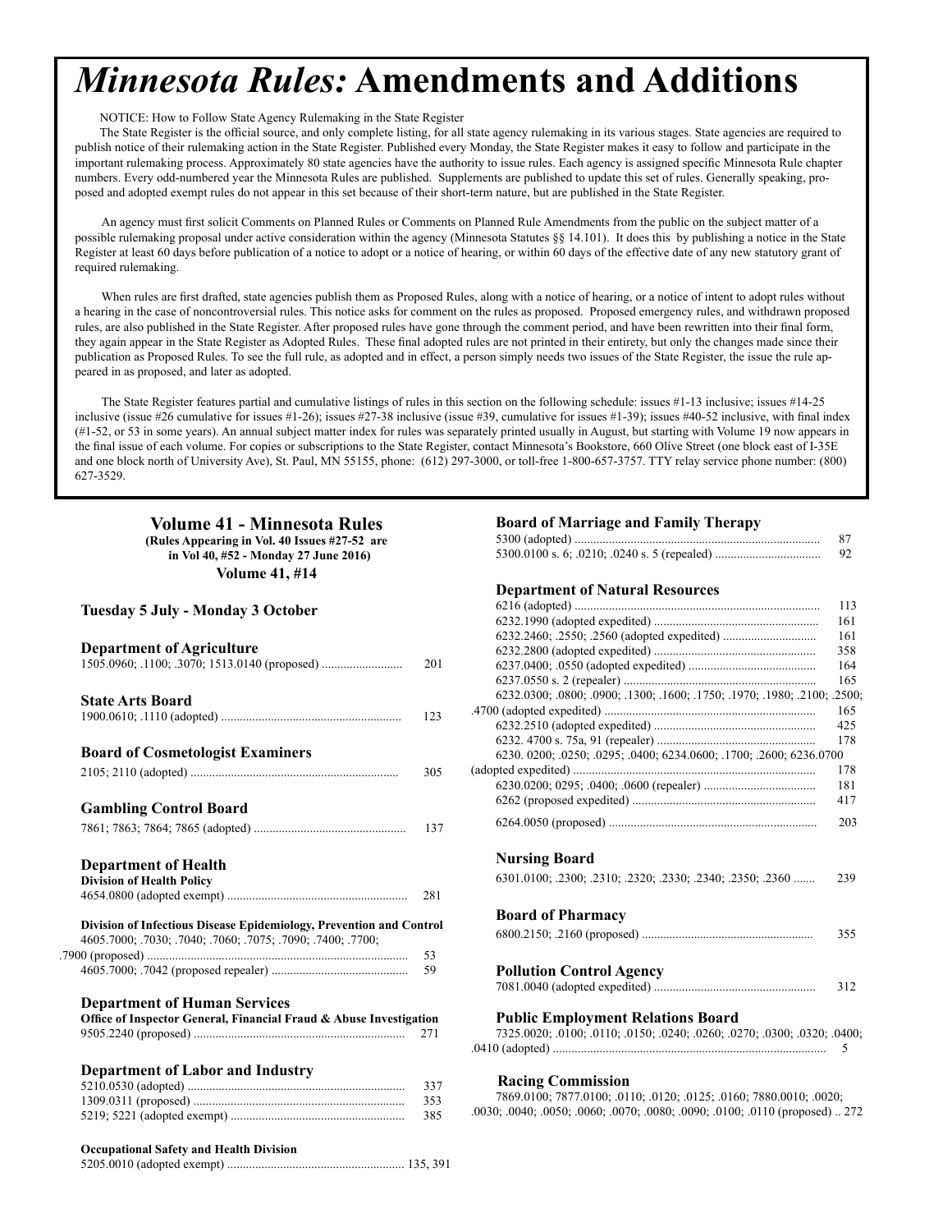# *Minnesota Rules:* Amendments and Additions

NOTICE: How to Follow State Agency Rulemaking in the State Register

The State Register is the official source, and only complete listing, for all state agency rulemaking in its various stages. State agencies are required to publish notice of their rulemaking action in the State Register. Published every Monday, the State Register makes it easy to follow and participate in the important rulemaking process. Approximately 80 state agencies have the authority to issue rules. Each agency is assigned specific Minnesota Rule chapter numbers. Every odd-numbered year the Minnesota Rules are published. Supplements are published to update this set of rules. Generally speaking, proposed and adopted exempt rules do not appear in this set because of their short-term nature, but are published in the State Register.

An agency must first solicit Comments on Planned Rules or Comments on Planned Rule Amendments from the public on the subject matter of a possible rulemaking proposal under active consideration within the agency (Minnesota Statutes §§ 14.101). It does this by publishing a notice in the State Register at least 60 days before publication of a notice to adopt or a notice of hearing, or within 60 days of the effective date of any new statutory grant of required rulemaking.

When rules are first drafted, state agencies publish them as Proposed Rules, along with a notice of hearing, or a notice of intent to adopt rules without a hearing in the case of noncontroversial rules. This notice asks for comment on the rules as proposed. Proposed emergency rules, and withdrawn proposed rules, are also published in the State Register. After proposed rules have gone through the comment period, and have been rewritten into their final form, they again appear in the State Register as Adopted Rules. These final adopted rules are not printed in their entirety, but only the changes made since their publication as Proposed Rules. To see the full rule, as adopted and in effect, a person simply needs two issues of the State Register, the issue the rule appeared in as proposed, and later as adopted.

The State Register features partial and cumulative listings of rules in this section on the following schedule: issues #1-13 inclusive; issues #14-25 inclusive (issue #26 cumulative for issues #1-26); issues #27-38 inclusive (issue #39, cumulative for issues #1-39); issues #40-52 inclusive, with final index (#1-52, or 53 in some years). An annual subject matter index for rules was separately printed usually in August, but starting with Volume 19 now appears in the final issue of each volume. For copies or subscriptions to the State Register, contact Minnesota's Bookstore, 660 Olive Street (one block east of I-35E and one block north of University Ave), St. Paul, MN 55155, phone: (612) 297-3000, or toll-free 1-800-657-3757. TTY relay service phone number: (800) 627-3529.

## Volume 41 - Minnesota Rules

**(Rules Appearing in Vol. 40 Issues #27-52 are in Vol 40, #52 - Monday 27 June 2016)**

**Volume 41, #14**

### Tuesday 5 July - Monday 3 October

### Department of Agriculture
1505.0960; .1100; .3070; 1513.0140 (proposed) .......................... 201

### State Arts Board
1900.0610; .1110 (adopted) .......................... 123

### Board of Cosmetologist Examiners
2105; 2110 (adopted) .......................... 305

### Gambling Control Board
7861; 7863; 7864; 7865 (adopted) .......................... 137

### Department of Health
**Division of Health Policy**
4654.0800 (adopted exempt) .......................... 281

**Division of Infectious Disease Epidemiology, Prevention and Control**
4605.7000; .7030; .7040; .7060; .7075; .7090; .7400; .7700; .7900 (proposed) .......................... 53
4605.7000; .7042 (proposed repealer) .......................... 59

### Department of Human Services
**Office of Inspector General, Financial Fraud & Abuse Investigation**
9505.2240 (proposed) .......................... 271

### Department of Labor and Industry
5210.0530 (adopted) .......................... 337
1309.0311 (proposed) .......................... 353
5219; 5221 (adopted exempt) .......................... 385

**Occupational Safety and Health Division**
5205.0010 (adopted exempt) .......................... 135, 391

### Board of Marriage and Family Therapy
5300 (adopted) .......................... 87
5300.0100 s. 6; .0210; .0240 s. 5 (repealed) .......................... 92

### Department of Natural Resources
6216 (adopted) .......................... 113
6232.1990 (adopted expedited) .......................... 161
6232.2460; .2550; .2560 (adopted expedited) .......................... 161
6232.2800 (adopted expedited) .......................... 358
6237.0400; .0550 (adopted expedited) .......................... 164
6237.0550 s. 2 (repealer) .......................... 165
6232.0300; .0800; .0900; .1300; .1600; .1750; .1970; .1980; .2100; .2500; .4700 (adopted expedited) .......................... 165
6232.2510 (adopted expedited) .......................... 425
6232. 4700 s. 75a, 91 (repealer) .......................... 178
6230. 0200; .0250; .0295; .0400; 6234.0600; .1700; .2600; 6236.0700 (adopted expedited) .......................... 178
6230.0200; 0295; .0400; .0600 (repealer) .......................... 181
6262 (proposed expedited) .......................... 417
6264.0050 (proposed) .......................... 203

### Nursing Board
6301.0100; .2300; .2310; .2320; .2330; .2340; .2350; .2360 ....... 239

### Board of Pharmacy
6800.2150; .2160 (proposed) .......................... 355

### Pollution Control Agency
7081.0040 (adopted expedited) .......................... 312

### Public Employment Relations Board
7325.0020; .0100; .0110; .0150; .0240; .0260; .0270; .0300; .0320; .0400; .0410 (adopted) .......................... 5

### Racing Commission
7869.0100; 7877.0100; .0110; .0120; .0125; .0160; 7880.0010; .0020; .0030; .0040; .0050; .0060; .0070; .0080; .0090; .0100; .0110 (proposed) .. 272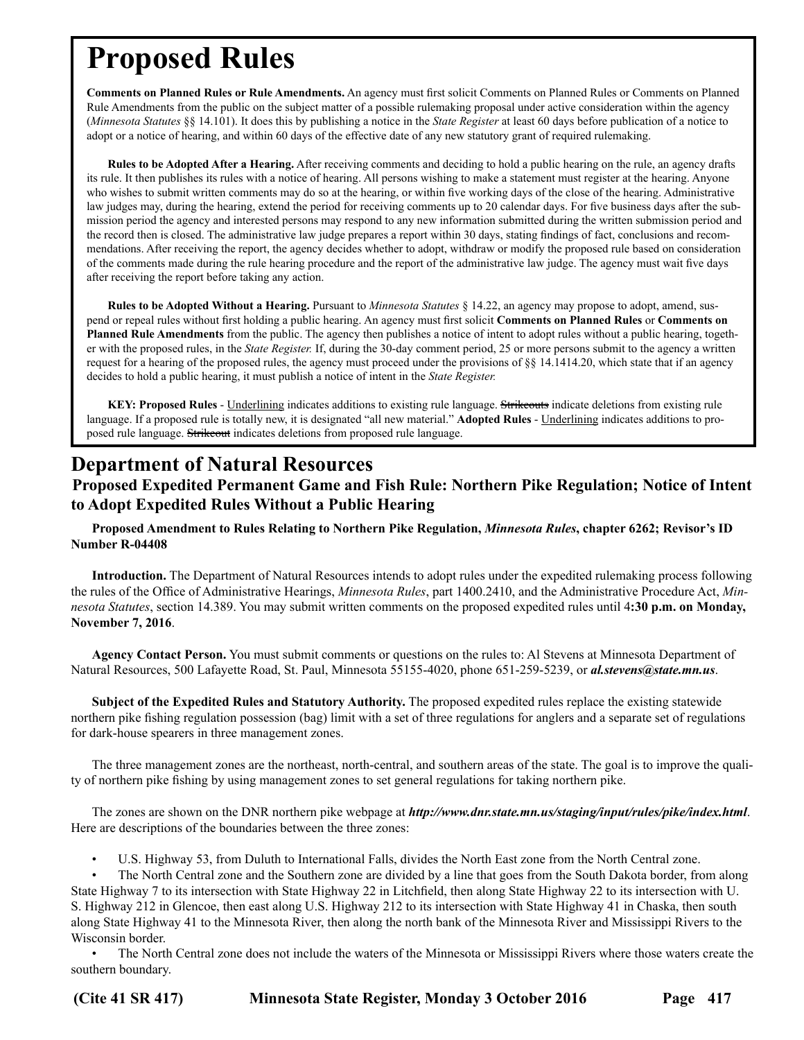# Proposed Rules

**Comments on Planned Rules or Rule Amendments.** An agency must first solicit Comments on Planned Rules or Comments on Planned Rule Amendments from the public on the subject matter of a possible rulemaking proposal under active consideration within the agency (*Minnesota Statutes* §§ 14.101). It does this by publishing a notice in the *State Register* at least 60 days before publication of a notice to adopt or a notice of hearing, and within 60 days of the effective date of any new statutory grant of required rulemaking.

**Rules to be Adopted After a Hearing.** After receiving comments and deciding to hold a public hearing on the rule, an agency drafts its rule. It then publishes its rules with a notice of hearing. All persons wishing to make a statement must register at the hearing. Anyone who wishes to submit written comments may do so at the hearing, or within five working days of the close of the hearing. Administrative law judges may, during the hearing, extend the period for receiving comments up to 20 calendar days. For five business days after the submission period the agency and interested persons may respond to any new information submitted during the written submission period and the record then is closed. The administrative law judge prepares a report within 30 days, stating findings of fact, conclusions and recommendations. After receiving the report, the agency decides whether to adopt, withdraw or modify the proposed rule based on consideration of the comments made during the rule hearing procedure and the report of the administrative law judge. The agency must wait five days after receiving the report before taking any action.

**Rules to be Adopted Without a Hearing.** Pursuant to *Minnesota Statutes* § 14.22, an agency may propose to adopt, amend, suspend or repeal rules without first holding a public hearing. An agency must first solicit **Comments on Planned Rules** or **Comments on Planned Rule Amendments** from the public. The agency then publishes a notice of intent to adopt rules without a public hearing, together with the proposed rules, in the *State Register.* If, during the 30-day comment period, 25 or more persons submit to the agency a written request for a hearing of the proposed rules, the agency must proceed under the provisions of §§ 14.1414.20, which state that if an agency decides to hold a public hearing, it must publish a notice of intent in the *State Register.*

**KEY: Proposed Rules** - <u>Underlining</u> indicates additions to existing rule language. ~~Strikeouts~~ indicate deletions from existing rule language. If a proposed rule is totally new, it is designated "all new material." **Adopted Rules** - <u>Underlining</u> indicates additions to proposed rule language. ~~Strikeout~~ indicates deletions from proposed rule language.

## Department of Natural Resources

### Proposed Expedited Permanent Game and Fish Rule: Northern Pike Regulation; Notice of Intent to Adopt Expedited Rules Without a Public Hearing

**Proposed Amendment to Rules Relating to Northern Pike Regulation, *Minnesota Rules*, chapter 6262; Revisor's ID Number R-04408**

**Introduction.** The Department of Natural Resources intends to adopt rules under the expedited rulemaking process following the rules of the Office of Administrative Hearings, *Minnesota Rules*, part 1400.2410, and the Administrative Procedure Act, *Minnesota Statutes*, section 14.389. You may submit written comments on the proposed expedited rules until 4**:30 p.m. on Monday, November 7, 2016**.

**Agency Contact Person.** You must submit comments or questions on the rules to: Al Stevens at Minnesota Department of Natural Resources, 500 Lafayette Road, St. Paul, Minnesota 55155-4020, phone 651-259-5239, or ***al.stevens@state.mn.us***.

**Subject of the Expedited Rules and Statutory Authority.** The proposed expedited rules replace the existing statewide northern pike fishing regulation possession (bag) limit with a set of three regulations for anglers and a separate set of regulations for dark-house spearers in three management zones.

The three management zones are the northeast, north-central, and southern areas of the state. The goal is to improve the quality of northern pike fishing by using management zones to set general regulations for taking northern pike.

The zones are shown on the DNR northern pike webpage at ***http://www.dnr.state.mn.us/staging/input/rules/pike/index.html***. Here are descriptions of the boundaries between the three zones:

- U.S. Highway 53, from Duluth to International Falls, divides the North East zone from the North Central zone.
- The North Central zone and the Southern zone are divided by a line that goes from the South Dakota border, from along State Highway 7 to its intersection with State Highway 22 in Litchfield, then along State Highway 22 to its intersection with U. S. Highway 212 in Glencoe, then east along U.S. Highway 212 to its intersection with State Highway 41 in Chaska, then south along State Highway 41 to the Minnesota River, then along the north bank of the Minnesota River and Mississippi Rivers to the Wisconsin border.
- The North Central zone does not include the waters of the Minnesota or Mississippi Rivers where those waters create the southern boundary.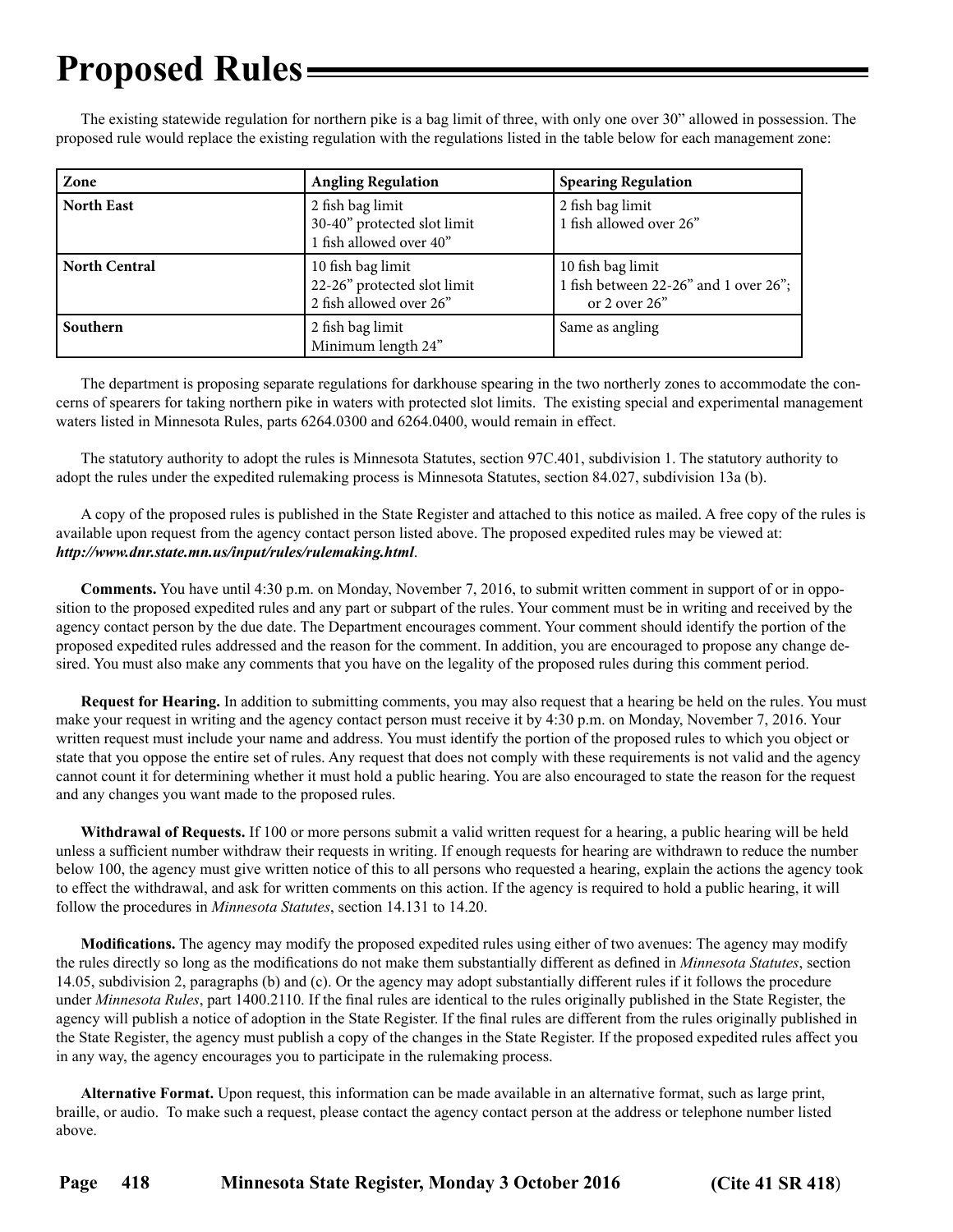# Proposed Rules

The existing statewide regulation for northern pike is a bag limit of three, with only one over 30" allowed in possession. The proposed rule would replace the existing regulation with the regulations listed in the table below for each management zone:

| Zone | Angling Regulation | Spearing Regulation |
|---|---|---|
| **North East** | 2 fish bag limit<br>30-40" protected slot limit<br>1 fish allowed over 40" | 2 fish bag limit<br>1 fish allowed over 26" |
| **North Central** | 10 fish bag limit<br>22-26" protected slot limit<br>2 fish allowed over 26" | 10 fish bag limit<br>1 fish between 22-26" and 1 over 26";<br>or 2 over 26" |
| **Southern** | 2 fish bag limit<br>Minimum length 24" | Same as angling |

The department is proposing separate regulations for darkhouse spearing in the two northerly zones to accommodate the concerns of spearers for taking northern pike in waters with protected slot limits. The existing special and experimental management waters listed in Minnesota Rules, parts 6264.0300 and 6264.0400, would remain in effect.

The statutory authority to adopt the rules is Minnesota Statutes, section 97C.401, subdivision 1. The statutory authority to adopt the rules under the expedited rulemaking process is Minnesota Statutes, section 84.027, subdivision 13a (b).

A copy of the proposed rules is published in the State Register and attached to this notice as mailed. A free copy of the rules is available upon request from the agency contact person listed above. The proposed expedited rules may be viewed at: ***http://www.dnr.state.mn.us/input/rules/rulemaking.html***.

**Comments.** You have until 4:30 p.m. on Monday, November 7, 2016, to submit written comment in support of or in opposition to the proposed expedited rules and any part or subpart of the rules. Your comment must be in writing and received by the agency contact person by the due date. The Department encourages comment. Your comment should identify the portion of the proposed expedited rules addressed and the reason for the comment. In addition, you are encouraged to propose any change desired. You must also make any comments that you have on the legality of the proposed rules during this comment period.

**Request for Hearing.** In addition to submitting comments, you may also request that a hearing be held on the rules. You must make your request in writing and the agency contact person must receive it by 4:30 p.m. on Monday, November 7, 2016. Your written request must include your name and address. You must identify the portion of the proposed rules to which you object or state that you oppose the entire set of rules. Any request that does not comply with these requirements is not valid and the agency cannot count it for determining whether it must hold a public hearing. You are also encouraged to state the reason for the request and any changes you want made to the proposed rules.

**Withdrawal of Requests.** If 100 or more persons submit a valid written request for a hearing, a public hearing will be held unless a sufficient number withdraw their requests in writing. If enough requests for hearing are withdrawn to reduce the number below 100, the agency must give written notice of this to all persons who requested a hearing, explain the actions the agency took to effect the withdrawal, and ask for written comments on this action. If the agency is required to hold a public hearing, it will follow the procedures in *Minnesota Statutes*, section 14.131 to 14.20.

**Modifications.** The agency may modify the proposed expedited rules using either of two avenues: The agency may modify the rules directly so long as the modifications do not make them substantially different as defined in *Minnesota Statutes*, section 14.05, subdivision 2, paragraphs (b) and (c). Or the agency may adopt substantially different rules if it follows the procedure under *Minnesota Rules*, part 1400.2110. If the final rules are identical to the rules originally published in the State Register, the agency will publish a notice of adoption in the State Register. If the final rules are different from the rules originally published in the State Register, the agency must publish a copy of the changes in the State Register. If the proposed expedited rules affect you in any way, the agency encourages you to participate in the rulemaking process.

**Alternative Format.** Upon request, this information can be made available in an alternative format, such as large print, braille, or audio. To make such a request, please contact the agency contact person at the address or telephone number listed above.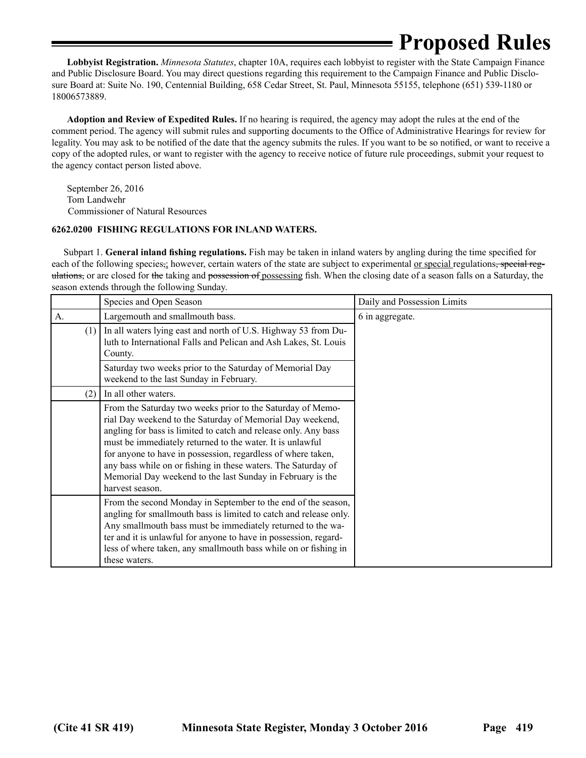**Lobbyist Registration.** *Minnesota Statutes*, chapter 10A, requires each lobbyist to register with the State Campaign Finance and Public Disclosure Board. You may direct questions regarding this requirement to the Campaign Finance and Public Disclosure Board at: Suite No. 190, Centennial Building, 658 Cedar Street, St. Paul, Minnesota 55155, telephone (651) 539-1180 or 18006573889.

**Adoption and Review of Expedited Rules.** If no hearing is required, the agency may adopt the rules at the end of the comment period. The agency will submit rules and supporting documents to the Office of Administrative Hearings for review for legality. You may ask to be notified of the date that the agency submits the rules. If you want to be so notified, or want to receive a copy of the adopted rules, or want to register with the agency to receive notice of future rule proceedings, submit your request to the agency contact person listed above.

September 26, 2016
Tom Landwehr
Commissioner of Natural Resources

**6262.0200 FISHING REGULATIONS FOR INLAND WATERS.**

Subpart 1. **General inland fishing regulations.** Fish may be taken in inland waters by angling during the time specified for each of the following species~~,~~<u>;</u> however, certain waters of the state are subject to experimental <u>or special </u>regulations~~, special regulations,~~ or are closed for ~~the~~ taking and ~~possession of~~ <u>possessing</u> fish. When the closing date of a season falls on a Saturday, the season extends through the following Sunday.

| | Species and Open Season | Daily and Possession Limits |
|---|---|---|
| A. | Largemouth and smallmouth bass. | 6 in aggregate. |
| (1) | In all waters lying east and north of U.S. Highway 53 from Duluth to International Falls and Pelican and Ash Lakes, St. Louis County. | |
| | Saturday two weeks prior to the Saturday of Memorial Day weekend to the last Sunday in February. | |
| (2) | In all other waters. | |
| | From the Saturday two weeks prior to the Saturday of Memorial Day weekend to the Saturday of Memorial Day weekend, angling for bass is limited to catch and release only. Any bass must be immediately returned to the water. It is unlawful for anyone to have in possession, regardless of where taken, any bass while on or fishing in these waters. The Saturday of Memorial Day weekend to the last Sunday in February is the harvest season. | |
| | From the second Monday in September to the end of the season, angling for smallmouth bass is limited to catch and release only. Any smallmouth bass must be immediately returned to the water and it is unlawful for anyone to have in possession, regardless of where taken, any smallmouth bass while on or fishing in these waters. | |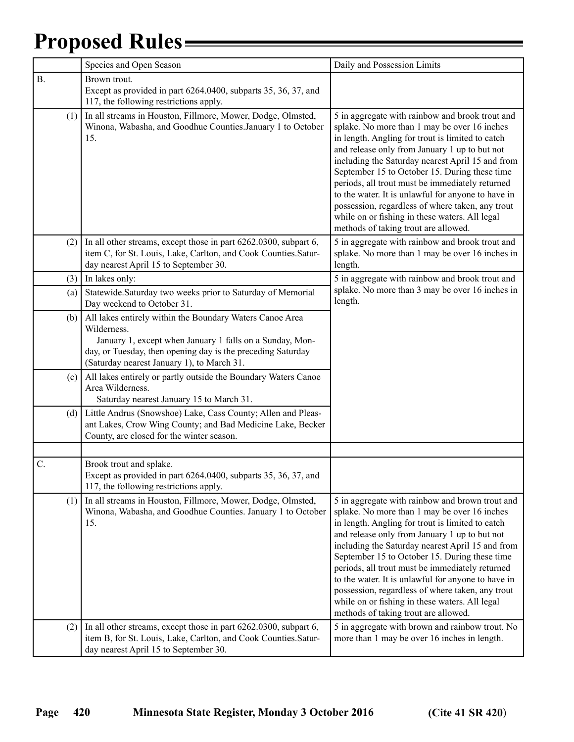## Proposed Rules

| | Species and Open Season | Daily and Possession Limits |
|---|---|---|
| B. | Brown trout.<br>Except as provided in part 6264.0400, subparts 35, 36, 37, and 117, the following restrictions apply. | |
| (1) | In all streams in Houston, Fillmore, Mower, Dodge, Olmsted, Winona, Wabasha, and Goodhue Counties.January 1 to October 15. | 5 in aggregate with rainbow and brook trout and splake. No more than 1 may be over 16 inches in length. Angling for trout is limited to catch and release only from January 1 up to but not including the Saturday nearest April 15 and from September 15 to October 15. During these time periods, all trout must be immediately returned to the water. It is unlawful for anyone to have in possession, regardless of where taken, any trout while on or fishing in these waters. All legal methods of taking trout are allowed. |
| (2) | In all other streams, except those in part 6262.0300, subpart 6, item C, for St. Louis, Lake, Carlton, and Cook Counties.Saturday nearest April 15 to September 30. | 5 in aggregate with rainbow and brook trout and splake. No more than 1 may be over 16 inches in length. |
| (3) | In lakes only: | 5 in aggregate with rainbow and brook trout and splake. No more than 3 may be over 16 inches in length. |
| (a) | Statewide.Saturday two weeks prior to Saturday of Memorial Day weekend to October 31. | |
| (b) | All lakes entirely within the Boundary Waters Canoe Area Wilderness.<br>January 1, except when January 1 falls on a Sunday, Monday, or Tuesday, then opening day is the preceding Saturday (Saturday nearest January 1), to March 31. | |
| (c) | All lakes entirely or partly outside the Boundary Waters Canoe Area Wilderness.<br>Saturday nearest January 15 to March 31. | |
| (d) | Little Andrus (Snowshoe) Lake, Cass County; Allen and Pleasant Lakes, Crow Wing County; and Bad Medicine Lake, Becker County, are closed for the winter season. | |
| | | |
| C. | Brook trout and splake.<br>Except as provided in part 6264.0400, subparts 35, 36, 37, and 117, the following restrictions apply. | |
| (1) | In all streams in Houston, Fillmore, Mower, Dodge, Olmsted, Winona, Wabasha, and Goodhue Counties. January 1 to October 15. | 5 in aggregate with rainbow and brown trout and splake. No more than 1 may be over 16 inches in length. Angling for trout is limited to catch and release only from January 1 up to but not including the Saturday nearest April 15 and from September 15 to October 15. During these time periods, all trout must be immediately returned to the water. It is unlawful for anyone to have in possession, regardless of where taken, any trout while on or fishing in these waters. All legal methods of taking trout are allowed. |
| (2) | In all other streams, except those in part 6262.0300, subpart 6, item B, for St. Louis, Lake, Carlton, and Cook Counties.Saturday nearest April 15 to September 30. | 5 in aggregate with brown and rainbow trout. No more than 1 may be over 16 inches in length. |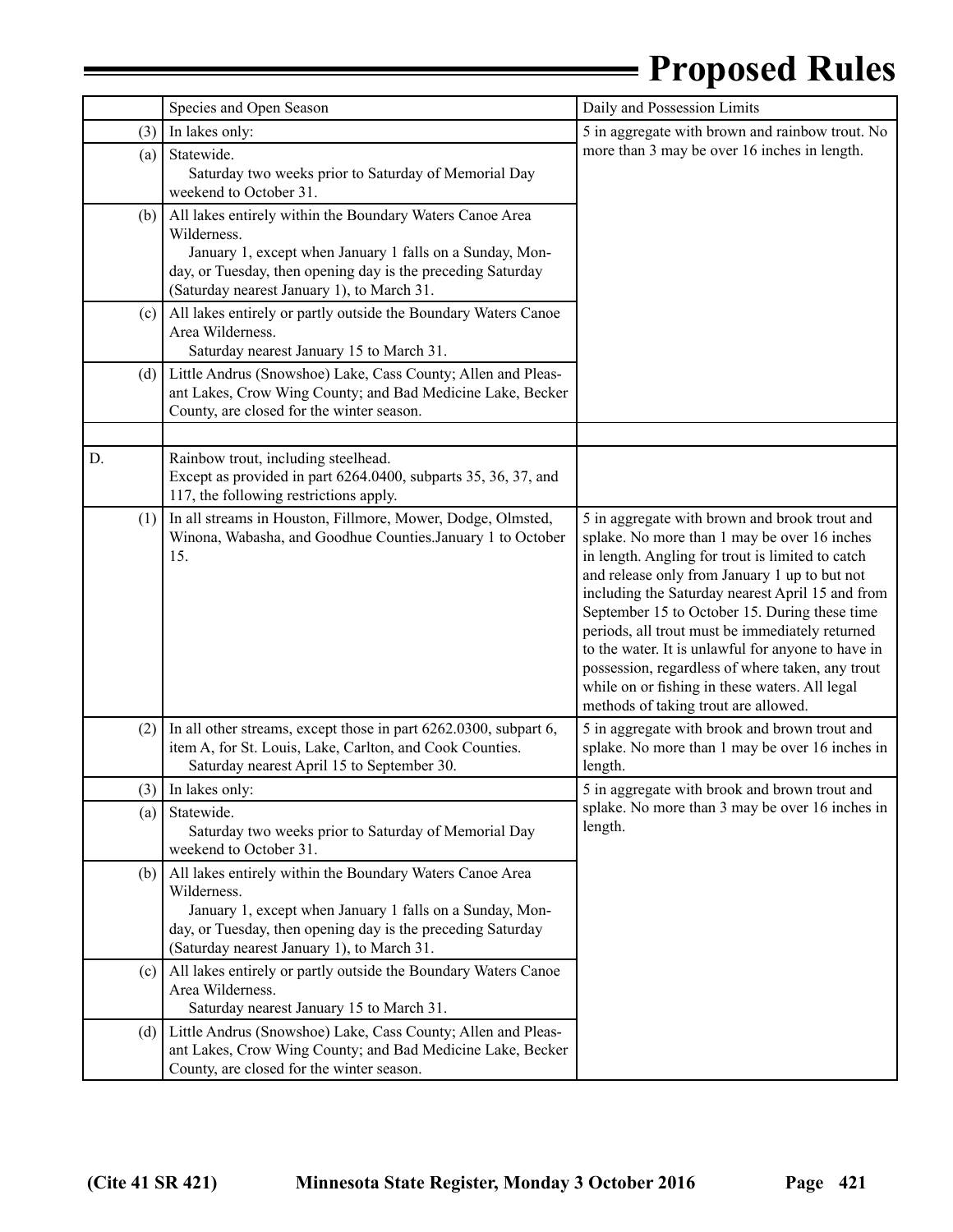| | Species and Open Season | Daily and Possession Limits |
|---|---|---|
| (3) | In lakes only: | 5 in aggregate with brown and rainbow trout. No more than 3 may be over 16 inches in length. |
| (a) | Statewide.<br>Saturday two weeks prior to Saturday of Memorial Day weekend to October 31. | |
| (b) | All lakes entirely within the Boundary Waters Canoe Area Wilderness.<br>January 1, except when January 1 falls on a Sunday, Monday, or Tuesday, then opening day is the preceding Saturday (Saturday nearest January 1), to March 31. | |
| (c) | All lakes entirely or partly outside the Boundary Waters Canoe Area Wilderness.<br>Saturday nearest January 15 to March 31. | |
| (d) | Little Andrus (Snowshoe) Lake, Cass County; Allen and Pleasant Lakes, Crow Wing County; and Bad Medicine Lake, Becker County, are closed for the winter season. | |
| | | |
| D. | Rainbow trout, including steelhead.<br>Except as provided in part 6264.0400, subparts 35, 36, 37, and 117, the following restrictions apply. | |
| (1) | In all streams in Houston, Fillmore, Mower, Dodge, Olmsted, Winona, Wabasha, and Goodhue Counties.January 1 to October 15. | 5 in aggregate with brown and brook trout and splake. No more than 1 may be over 16 inches in length. Angling for trout is limited to catch and release only from January 1 up to but not including the Saturday nearest April 15 and from September 15 to October 15. During these time periods, all trout must be immediately returned to the water. It is unlawful for anyone to have in possession, regardless of where taken, any trout while on or fishing in these waters. All legal methods of taking trout are allowed. |
| (2) | In all other streams, except those in part 6262.0300, subpart 6, item A, for St. Louis, Lake, Carlton, and Cook Counties.<br>Saturday nearest April 15 to September 30. | 5 in aggregate with brook and brown trout and splake. No more than 1 may be over 16 inches in length. |
| (3) | In lakes only: | 5 in aggregate with brook and brown trout and splake. No more than 3 may be over 16 inches in length. |
| (a) | Statewide.<br>Saturday two weeks prior to Saturday of Memorial Day weekend to October 31. | |
| (b) | All lakes entirely within the Boundary Waters Canoe Area Wilderness.<br>January 1, except when January 1 falls on a Sunday, Monday, or Tuesday, then opening day is the preceding Saturday (Saturday nearest January 1), to March 31. | |
| (c) | All lakes entirely or partly outside the Boundary Waters Canoe Area Wilderness.<br>Saturday nearest January 15 to March 31. | |
| (d) | Little Andrus (Snowshoe) Lake, Cass County; Allen and Pleasant Lakes, Crow Wing County; and Bad Medicine Lake, Becker County, are closed for the winter season. | |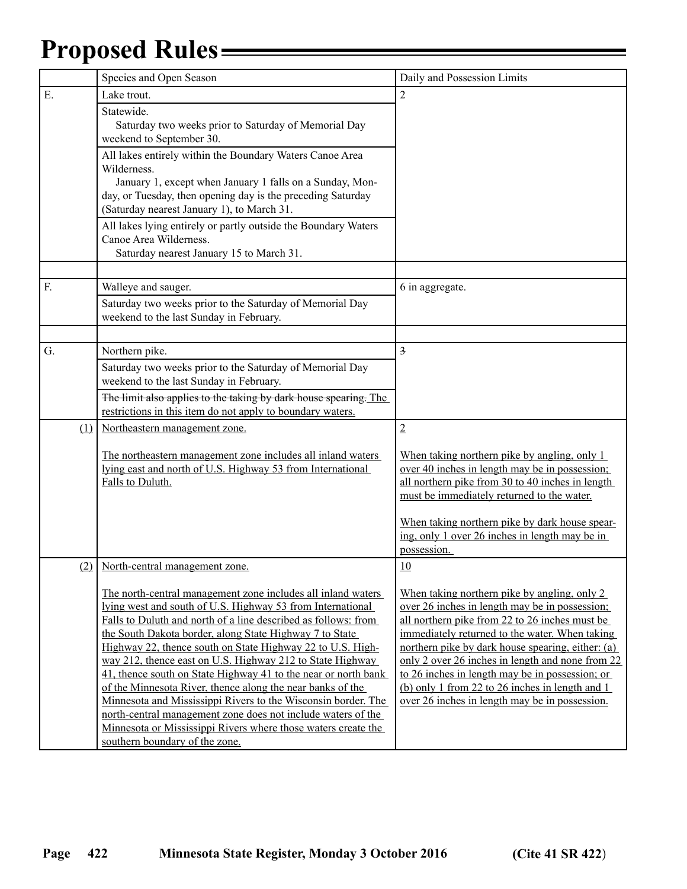# Proposed Rules

| | Species and Open Season | Daily and Possession Limits |
|---|---|---|
| E. | Lake trout. | 2 |
| | Statewide.<br>Saturday two weeks prior to Saturday of Memorial Day weekend to September 30. | |
| | All lakes entirely within the Boundary Waters Canoe Area Wilderness.<br>January 1, except when January 1 falls on a Sunday, Monday, or Tuesday, then opening day is the preceding Saturday (Saturday nearest January 1), to March 31. | |
| | All lakes lying entirely or partly outside the Boundary Waters Canoe Area Wilderness.<br>Saturday nearest January 15 to March 31. | |
| | | |
| F. | Walleye and sauger. | 6 in aggregate. |
| | Saturday two weeks prior to the Saturday of Memorial Day weekend to the last Sunday in February. | |
| | | |
| G. | Northern pike. | ~~3~~ |
| | Saturday two weeks prior to the Saturday of Memorial Day weekend to the last Sunday in February. | |
| | ~~The limit also applies to the taking by dark house spearing.~~ <u>The restrictions in this item do not apply to boundary waters.</u> | |
| <u>(1)</u> | <u>Northeastern management zone.</u><br><br><u>The northeastern management zone includes all inland waters lying east and north of U.S. Highway 53 from International Falls to Duluth.</u> | <u>2</u><br><br><u>When taking northern pike by angling, only 1 over 40 inches in length may be in possession; all northern pike from 30 to 40 inches in length must be immediately returned to the water.</u><br><br><u>When taking northern pike by dark house spearing, only 1 over 26 inches in length may be in possession.</u> |
| <u>(2)</u> | <u>North-central management zone.</u><br><br><u>The north-central management zone includes all inland waters lying west and south of U.S. Highway 53 from International Falls to Duluth and north of a line described as follows: from the South Dakota border, along State Highway 7 to State Highway 22, thence south on State Highway 22 to U.S. Highway 212, thence east on U.S. Highway 212 to State Highway 41, thence south on State Highway 41 to the near or north bank of the Minnesota River, thence along the near banks of the Minnesota and Mississippi Rivers to the Wisconsin border. The north-central management zone does not include waters of the Minnesota or Mississippi Rivers where those waters create the southern boundary of the zone.</u> | <u>10</u><br><br><u>When taking northern pike by angling, only 2 over 26 inches in length may be in possession; all northern pike from 22 to 26 inches must be immediately returned to the water. When taking northern pike by dark house spearing, either: (a) only 2 over 26 inches in length and none from 22 to 26 inches in length may be in possession; or (b) only 1 from 22 to 26 inches in length and 1 over 26 inches in length may be in possession.</u> |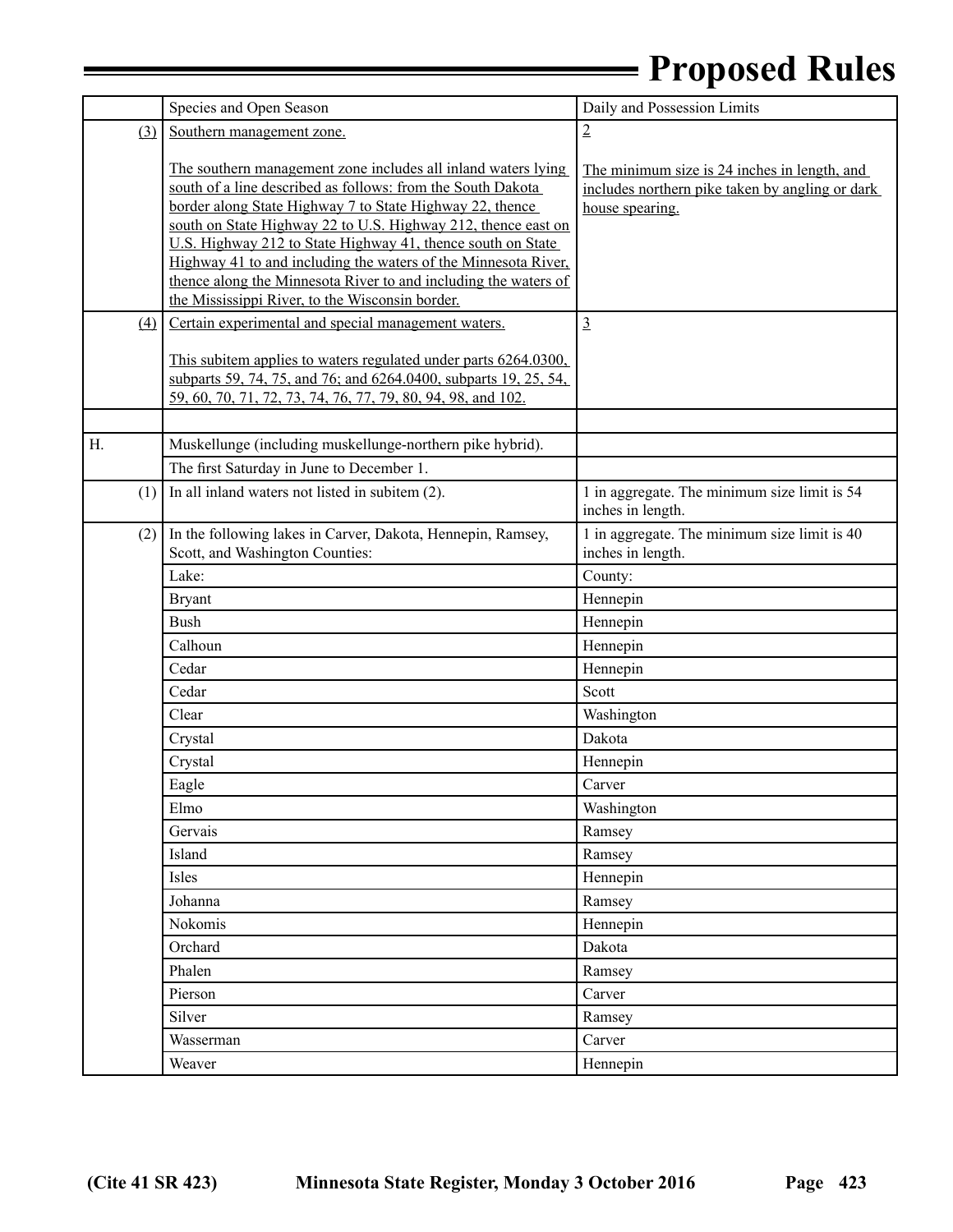# Proposed Rules

| | Species and Open Season | Daily and Possession Limits |
|---|---|---|
| (3) | Southern management zone.<br><br>The southern management zone includes all inland waters lying south of a line described as follows: from the South Dakota border along State Highway 7 to State Highway 22, thence south on State Highway 22 to U.S. Highway 212, thence east on U.S. Highway 212 to State Highway 41, thence south on State Highway 41 to and including the waters of the Minnesota River, thence along the Minnesota River to and including the waters of the Mississippi River, to the Wisconsin border. | 2<br><br>The minimum size is 24 inches in length, and includes northern pike taken by angling or dark house spearing. |
| (4) | Certain experimental and special management waters.<br><br>This subitem applies to waters regulated under parts 6264.0300, subparts 59, 74, 75, and 76; and 6264.0400, subparts 19, 25, 54, 59, 60, 70, 71, 72, 73, 74, 76, 77, 79, 80, 94, 98, and 102. | 3 |
| | | |
| H. | Muskellunge (including muskellunge-northern pike hybrid). | |
| | The first Saturday in June to December 1. | |
| (1) | In all inland waters not listed in subitem (2). | 1 in aggregate. The minimum size limit is 54 inches in length. |
| (2) | In the following lakes in Carver, Dakota, Hennepin, Ramsey, Scott, and Washington Counties: | 1 in aggregate. The minimum size limit is 40 inches in length. |
| | Lake: | County: |
| | Bryant | Hennepin |
| | Bush | Hennepin |
| | Calhoun | Hennepin |
| | Cedar | Hennepin |
| | Cedar | Scott |
| | Clear | Washington |
| | Crystal | Dakota |
| | Crystal | Hennepin |
| | Eagle | Carver |
| | Elmo | Washington |
| | Gervais | Ramsey |
| | Island | Ramsey |
| | Isles | Hennepin |
| | Johanna | Ramsey |
| | Nokomis | Hennepin |
| | Orchard | Dakota |
| | Phalen | Ramsey |
| | Pierson | Carver |
| | Silver | Ramsey |
| | Wasserman | Carver |
| | Weaver | Hennepin |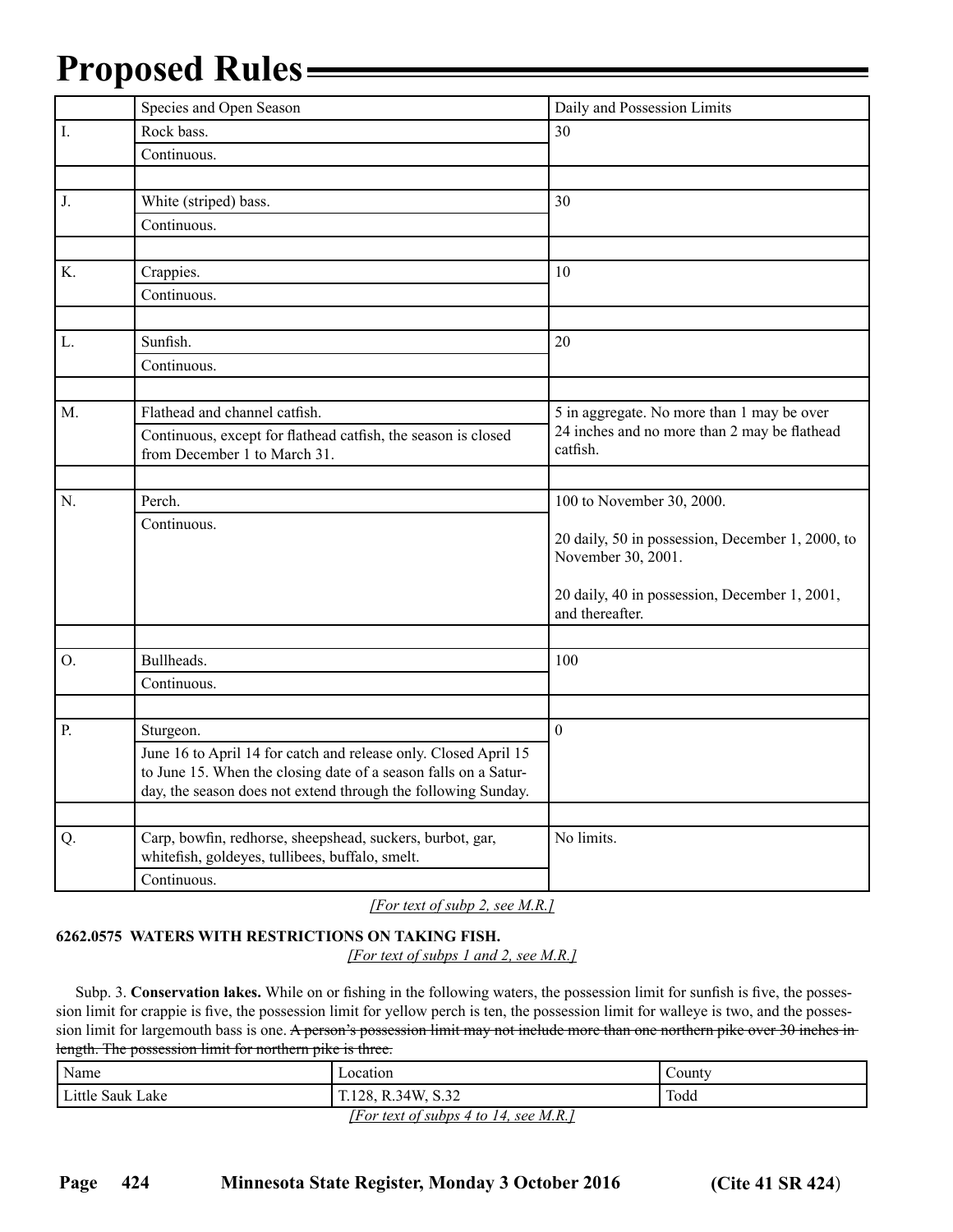| | Species and Open Season | Daily and Possession Limits |
|---|---|---|
| I. | Rock bass. Continuous. | 30 |
| J. | White (striped) bass. Continuous. | 30 |
| K. | Crappies. Continuous. | 10 |
| L. | Sunfish. Continuous. | 20 |
| M. | Flathead and channel catfish. Continuous, except for flathead catfish, the season is closed from December 1 to March 31. | 5 in aggregate. No more than 1 may be over 24 inches and no more than 2 may be flathead catfish. |
| N. | Perch. Continuous. | 100 to November 30, 2000. 20 daily, 50 in possession, December 1, 2000, to November 30, 2001. 20 daily, 40 in possession, December 1, 2001, and thereafter. |
| O. | Bullheads. Continuous. | 100 |
| P. | Sturgeon. June 16 to April 14 for catch and release only. Closed April 15 to June 15. When the closing date of a season falls on a Saturday, the season does not extend through the following Sunday. | 0 |
| Q. | Carp, bowfin, redhorse, sheepshead, suckers, burbot, gar, whitefish, goldeyes, tullibees, buffalo, smelt. Continuous. | No limits. |

*[For text of subp 2, see M.R.]*

**6262.0575 WATERS WITH RESTRICTIONS ON TAKING FISH.**

*[For text of subps 1 and 2, see M.R.]*

Subp. 3. **Conservation lakes.** While on or fishing in the following waters, the possession limit for sunfish is five, the possession limit for crappie is five, the possession limit for yellow perch is ten, the possession limit for walleye is two, and the possession limit for largemouth bass is one. ~~A person's possession limit may not include more than one northern pike over 30 inches in length. The possession limit for northern pike is three.~~

| Name | Location | County |
|---|---|---|
| Little Sauk Lake | T.128, R.34W, S.32 | Todd |

*[For text of subps 4 to 14, see M.R.]*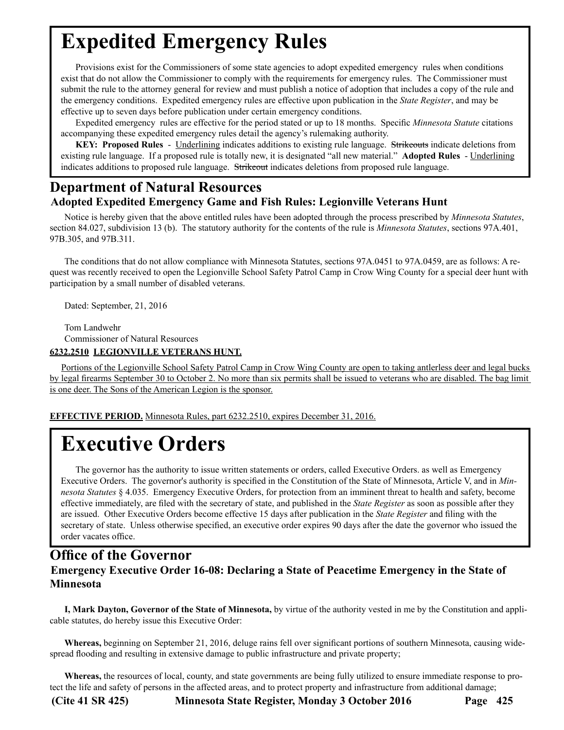# Expedited Emergency Rules

Provisions exist for the Commissioners of some state agencies to adopt expedited emergency rules when conditions exist that do not allow the Commissioner to comply with the requirements for emergency rules. The Commissioner must submit the rule to the attorney general for review and must publish a notice of adoption that includes a copy of the rule and the emergency conditions. Expedited emergency rules are effective upon publication in the *State Register*, and may be effective up to seven days before publication under certain emergency conditions.

Expedited emergency rules are effective for the period stated or up to 18 months. Specific *Minnesota Statute* citations accompanying these expedited emergency rules detail the agency's rulemaking authority.

**KEY: Proposed Rules** - <u>Underlining</u> indicates additions to existing rule language. ~~Strikeouts~~ indicate deletions from existing rule language. If a proposed rule is totally new, it is designated "all new material." **Adopted Rules** - <u>Underlining</u> indicates additions to proposed rule language. ~~Strikeout~~ indicates deletions from proposed rule language.

## Department of Natural Resources

### Adopted Expedited Emergency Game and Fish Rules: Legionville Veterans Hunt

Notice is hereby given that the above entitled rules have been adopted through the process prescribed by *Minnesota Statutes*, section 84.027, subdivision 13 (b). The statutory authority for the contents of the rule is *Minnesota Statutes*, sections 97A.401, 97B.305, and 97B.311.

The conditions that do not allow compliance with Minnesota Statutes, sections 97A.0451 to 97A.0459, are as follows: A request was recently received to open the Legionville School Safety Patrol Camp in Crow Wing County for a special deer hunt with participation by a small number of disabled veterans.

Dated: September, 21, 2016

Tom Landwehr
Commissioner of Natural Resources

<u>**6232.2510 LEGIONVILLE VETERANS HUNT.**</u>

<u>Portions of the Legionville School Safety Patrol Camp in Crow Wing County are open to taking antlerless deer and legal bucks by legal firearms September 30 to October 2. No more than six permits shall be issued to veterans who are disabled. The bag limit is one deer. The Sons of the American Legion is the sponsor.</u>

<u>**EFFECTIVE PERIOD.**</u> <u>Minnesota Rules, part 6232.2510, expires December 31, 2016.</u>

# Executive Orders

The governor has the authority to issue written statements or orders, called Executive Orders. as well as Emergency Executive Orders. The governor's authority is specified in the Constitution of the State of Minnesota, Article V, and in *Minnesota Statutes* § 4.035. Emergency Executive Orders, for protection from an imminent threat to health and safety, become effective immediately, are filed with the secretary of state, and published in the *State Register* as soon as possible after they are issued. Other Executive Orders become effective 15 days after publication in the *State Register* and filing with the secretary of state. Unless otherwise specified, an executive order expires 90 days after the date the governor who issued the order vacates office.

## Office of the Governor

### Emergency Executive Order 16-08: Declaring a State of Peacetime Emergency in the State of Minnesota

**I, Mark Dayton, Governor of the State of Minnesota,** by virtue of the authority vested in me by the Constitution and applicable statutes, do hereby issue this Executive Order:

**Whereas,** beginning on September 21, 2016, deluge rains fell over significant portions of southern Minnesota, causing widespread flooding and resulting in extensive damage to public infrastructure and private property;

**Whereas,** the resources of local, county, and state governments are being fully utilized to ensure immediate response to protect the life and safety of persons in the affected areas, and to protect property and infrastructure from additional damage;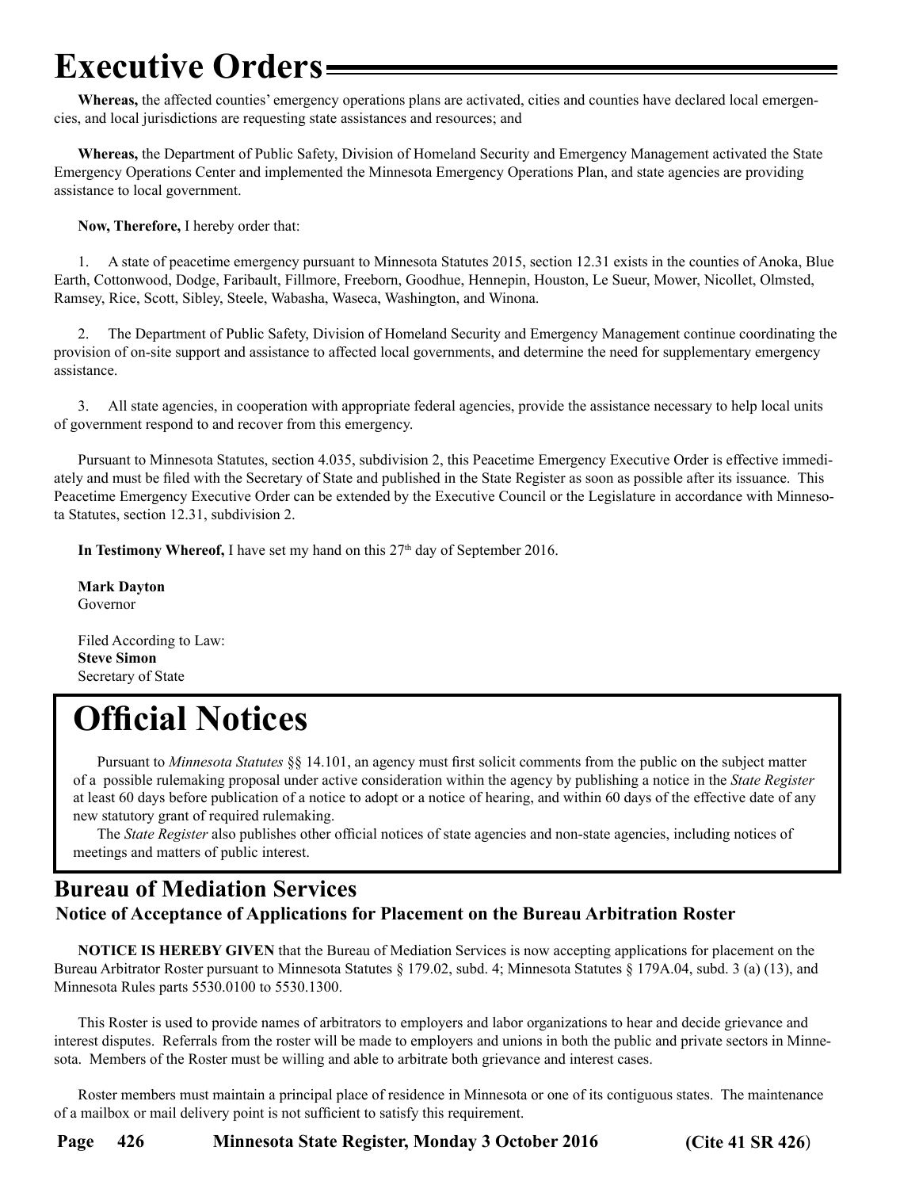# Executive Orders

**Whereas,** the affected counties' emergency operations plans are activated, cities and counties have declared local emergencies, and local jurisdictions are requesting state assistances and resources; and

**Whereas,** the Department of Public Safety, Division of Homeland Security and Emergency Management activated the State Emergency Operations Center and implemented the Minnesota Emergency Operations Plan, and state agencies are providing assistance to local government.

**Now, Therefore,** I hereby order that:

1. A state of peacetime emergency pursuant to Minnesota Statutes 2015, section 12.31 exists in the counties of Anoka, Blue Earth, Cottonwood, Dodge, Faribault, Fillmore, Freeborn, Goodhue, Hennepin, Houston, Le Sueur, Mower, Nicollet, Olmsted, Ramsey, Rice, Scott, Sibley, Steele, Wabasha, Waseca, Washington, and Winona.

2. The Department of Public Safety, Division of Homeland Security and Emergency Management continue coordinating the provision of on-site support and assistance to affected local governments, and determine the need for supplementary emergency assistance.

3. All state agencies, in cooperation with appropriate federal agencies, provide the assistance necessary to help local units of government respond to and recover from this emergency.

Pursuant to Minnesota Statutes, section 4.035, subdivision 2, this Peacetime Emergency Executive Order is effective immediately and must be filed with the Secretary of State and published in the State Register as soon as possible after its issuance. This Peacetime Emergency Executive Order can be extended by the Executive Council or the Legislature in accordance with Minnesota Statutes, section 12.31, subdivision 2.

**In Testimony Whereof,** I have set my hand on this 27th day of September 2016.

**Mark Dayton**
Governor

Filed According to Law:
**Steve Simon**
Secretary of State

# Official Notices

Pursuant to *Minnesota Statutes* §§ 14.101, an agency must first solicit comments from the public on the subject matter of a possible rulemaking proposal under active consideration within the agency by publishing a notice in the *State Register* at least 60 days before publication of a notice to adopt or a notice of hearing, and within 60 days of the effective date of any new statutory grant of required rulemaking.

The *State Register* also publishes other official notices of state agencies and non-state agencies, including notices of meetings and matters of public interest.

## Bureau of Mediation Services

### Notice of Acceptance of Applications for Placement on the Bureau Arbitration Roster

**NOTICE IS HEREBY GIVEN** that the Bureau of Mediation Services is now accepting applications for placement on the Bureau Arbitrator Roster pursuant to Minnesota Statutes § 179.02, subd. 4; Minnesota Statutes § 179A.04, subd. 3 (a) (13), and Minnesota Rules parts 5530.0100 to 5530.1300.

This Roster is used to provide names of arbitrators to employers and labor organizations to hear and decide grievance and interest disputes. Referrals from the roster will be made to employers and unions in both the public and private sectors in Minnesota. Members of the Roster must be willing and able to arbitrate both grievance and interest cases.

Roster members must maintain a principal place of residence in Minnesota or one of its contiguous states. The maintenance of a mailbox or mail delivery point is not sufficient to satisfy this requirement.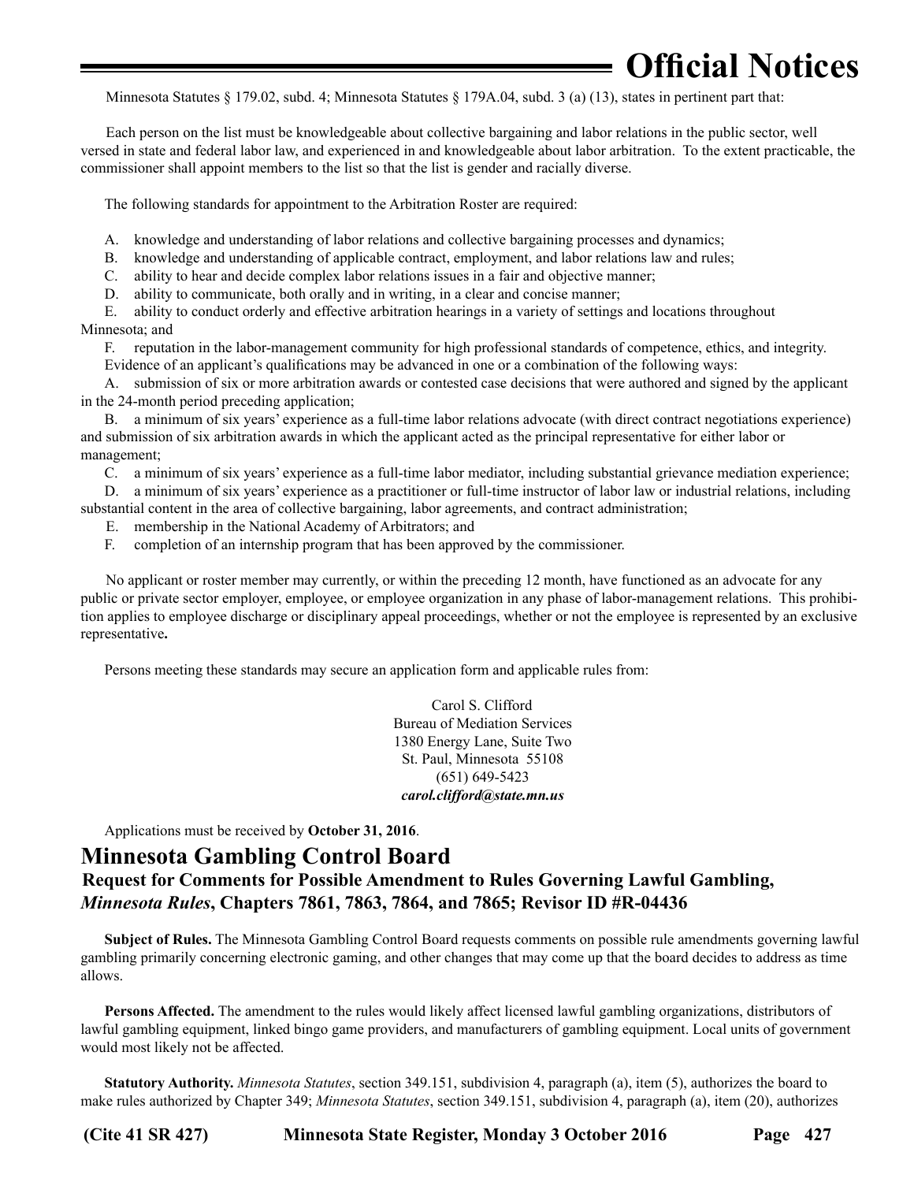Minnesota Statutes § 179.02, subd. 4; Minnesota Statutes § 179A.04, subd. 3 (a) (13), states in pertinent part that:

Each person on the list must be knowledgeable about collective bargaining and labor relations in the public sector, well versed in state and federal labor law, and experienced in and knowledgeable about labor arbitration. To the extent practicable, the commissioner shall appoint members to the list so that the list is gender and racially diverse.

The following standards for appointment to the Arbitration Roster are required:

A. knowledge and understanding of labor relations and collective bargaining processes and dynamics;
B. knowledge and understanding of applicable contract, employment, and labor relations law and rules;
C. ability to hear and decide complex labor relations issues in a fair and objective manner;
D. ability to communicate, both orally and in writing, in a clear and concise manner;
E. ability to conduct orderly and effective arbitration hearings in a variety of settings and locations throughout Minnesota; and
F. reputation in the labor-management community for high professional standards of competence, ethics, and integrity.

Evidence of an applicant's qualifications may be advanced in one or a combination of the following ways:

A. submission of six or more arbitration awards or contested case decisions that were authored and signed by the applicant in the 24-month period preceding application;
B. a minimum of six years' experience as a full-time labor relations advocate (with direct contract negotiations experience) and submission of six arbitration awards in which the applicant acted as the principal representative for either labor or management;
C. a minimum of six years' experience as a full-time labor mediator, including substantial grievance mediation experience;
D. a minimum of six years' experience as a practitioner or full-time instructor of labor law or industrial relations, including substantial content in the area of collective bargaining, labor agreements, and contract administration;
E. membership in the National Academy of Arbitrators; and
F. completion of an internship program that has been approved by the commissioner.

No applicant or roster member may currently, or within the preceding 12 month, have functioned as an advocate for any public or private sector employer, employee, or employee organization in any phase of labor-management relations. This prohibition applies to employee discharge or disciplinary appeal proceedings, whether or not the employee is represented by an exclusive representative**.**

Persons meeting these standards may secure an application form and applicable rules from:

Carol S. Clifford
Bureau of Mediation Services
1380 Energy Lane, Suite Two
St. Paul, Minnesota 55108
(651) 649-5423
***carol.clifford@state.mn.us***

Applications must be received by **October 31, 2016**.

## Minnesota Gambling Control Board

### Request for Comments for Possible Amendment to Rules Governing Lawful Gambling, *Minnesota Rules*, Chapters 7861, 7863, 7864, and 7865; Revisor ID #R-04436

**Subject of Rules.** The Minnesota Gambling Control Board requests comments on possible rule amendments governing lawful gambling primarily concerning electronic gaming, and other changes that may come up that the board decides to address as time allows.

**Persons Affected.** The amendment to the rules would likely affect licensed lawful gambling organizations, distributors of lawful gambling equipment, linked bingo game providers, and manufacturers of gambling equipment. Local units of government would most likely not be affected.

**Statutory Authority.** *Minnesota Statutes*, section 349.151, subdivision 4, paragraph (a), item (5), authorizes the board to make rules authorized by Chapter 349; *Minnesota Statutes*, section 349.151, subdivision 4, paragraph (a), item (20), authorizes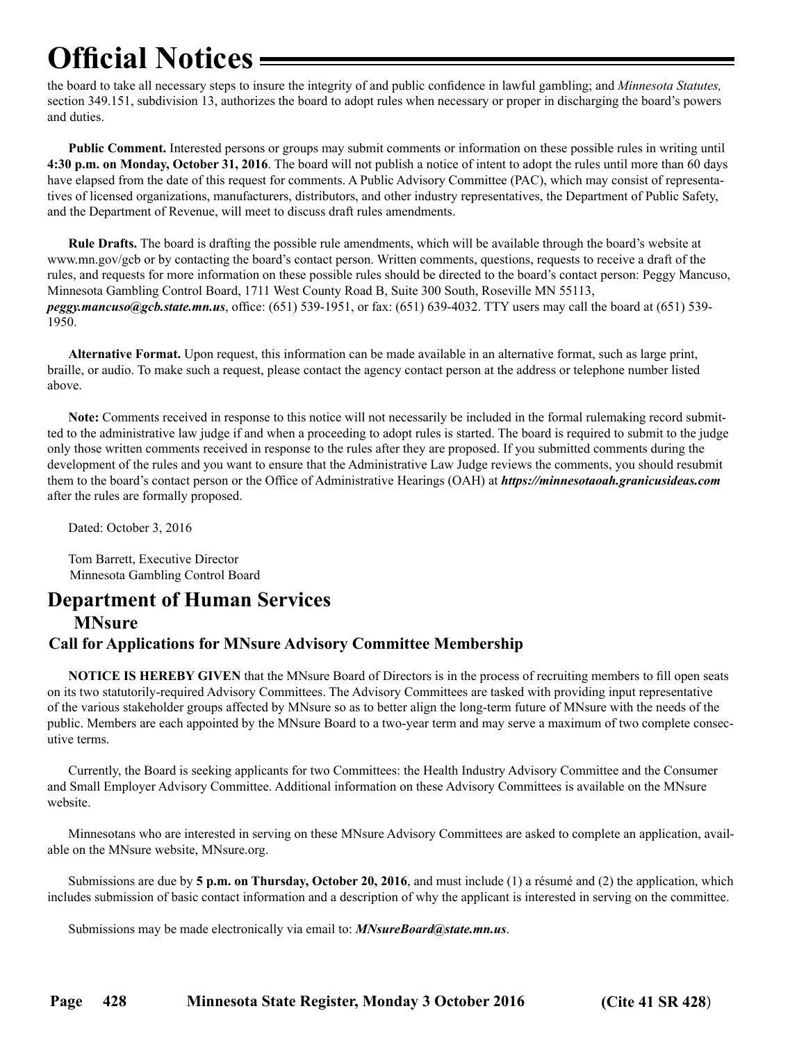the board to take all necessary steps to insure the integrity of and public confidence in lawful gambling; and *Minnesota Statutes,* section 349.151, subdivision 13, authorizes the board to adopt rules when necessary or proper in discharging the board's powers and duties.

**Public Comment.** Interested persons or groups may submit comments or information on these possible rules in writing until **4:30 p.m. on Monday, October 31, 2016**. The board will not publish a notice of intent to adopt the rules until more than 60 days have elapsed from the date of this request for comments. A Public Advisory Committee (PAC), which may consist of representatives of licensed organizations, manufacturers, distributors, and other industry representatives, the Department of Public Safety, and the Department of Revenue, will meet to discuss draft rules amendments.

**Rule Drafts.** The board is drafting the possible rule amendments, which will be available through the board's website at www.mn.gov/gcb or by contacting the board's contact person. Written comments, questions, requests to receive a draft of the rules, and requests for more information on these possible rules should be directed to the board's contact person: Peggy Mancuso, Minnesota Gambling Control Board, 1711 West County Road B, Suite 300 South, Roseville MN 55113, ***peggy.mancuso@gcb.state.mn.us***, office: (651) 539-1951, or fax: (651) 639-4032. TTY users may call the board at (651) 539-1950.

**Alternative Format.** Upon request, this information can be made available in an alternative format, such as large print, braille, or audio. To make such a request, please contact the agency contact person at the address or telephone number listed above.

**Note:** Comments received in response to this notice will not necessarily be included in the formal rulemaking record submitted to the administrative law judge if and when a proceeding to adopt rules is started. The board is required to submit to the judge only those written comments received in response to the rules after they are proposed. If you submitted comments during the development of the rules and you want to ensure that the Administrative Law Judge reviews the comments, you should resubmit them to the board's contact person or the Office of Administrative Hearings (OAH) at ***https://minnesotaoah.granicusideas.com*** after the rules are formally proposed.

Dated: October 3, 2016

Tom Barrett, Executive Director
Minnesota Gambling Control Board

# Department of Human Services

## MNsure

### Call for Applications for MNsure Advisory Committee Membership

**NOTICE IS HEREBY GIVEN** that the MNsure Board of Directors is in the process of recruiting members to fill open seats on its two statutorily-required Advisory Committees. The Advisory Committees are tasked with providing input representative of the various stakeholder groups affected by MNsure so as to better align the long-term future of MNsure with the needs of the public. Members are each appointed by the MNsure Board to a two-year term and may serve a maximum of two complete consecutive terms.

Currently, the Board is seeking applicants for two Committees: the Health Industry Advisory Committee and the Consumer and Small Employer Advisory Committee. Additional information on these Advisory Committees is available on the MNsure website.

Minnesotans who are interested in serving on these MNsure Advisory Committees are asked to complete an application, available on the MNsure website, MNsure.org.

Submissions are due by **5 p.m. on Thursday, October 20, 2016**, and must include (1) a résumé and (2) the application, which includes submission of basic contact information and a description of why the applicant is interested in serving on the committee.

Submissions may be made electronically via email to: ***MNsureBoard@state.mn.us***.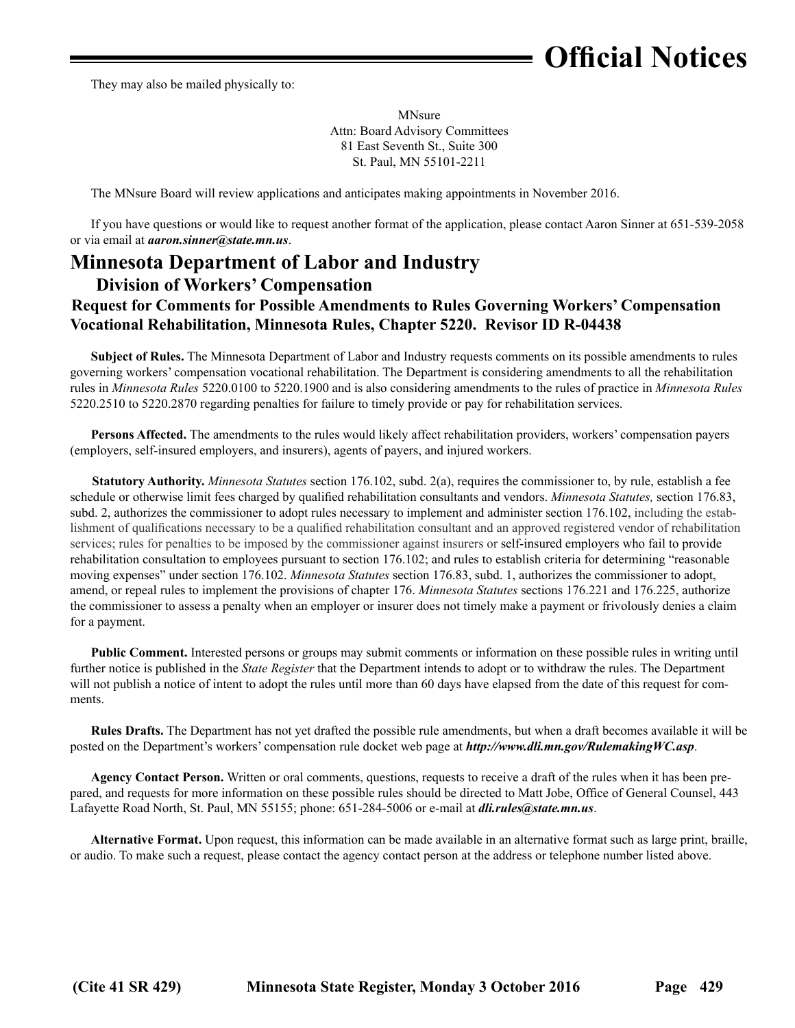They may also be mailed physically to:

MNsure  
Attn: Board Advisory Committees  
81 East Seventh St., Suite 300  
St. Paul, MN 55101-2211

The MNsure Board will review applications and anticipates making appointments in November 2016.

If you have questions or would like to request another format of the application, please contact Aaron Sinner at 651-539-2058 or via email at ***aaron.sinner@state.mn.us***.

## Minnesota Department of Labor and Industry

### Division of Workers' Compensation

### Request for Comments for Possible Amendments to Rules Governing Workers' Compensation Vocational Rehabilitation, Minnesota Rules, Chapter 5220. Revisor ID R-04438

**Subject of Rules.** The Minnesota Department of Labor and Industry requests comments on its possible amendments to rules governing workers' compensation vocational rehabilitation. The Department is considering amendments to all the rehabilitation rules in *Minnesota Rules* 5220.0100 to 5220.1900 and is also considering amendments to the rules of practice in *Minnesota Rules* 5220.2510 to 5220.2870 regarding penalties for failure to timely provide or pay for rehabilitation services.

**Persons Affected.** The amendments to the rules would likely affect rehabilitation providers, workers' compensation payers (employers, self-insured employers, and insurers), agents of payers, and injured workers.

**Statutory Authority.** *Minnesota Statutes* section 176.102, subd. 2(a), requires the commissioner to, by rule, establish a fee schedule or otherwise limit fees charged by qualified rehabilitation consultants and vendors. *Minnesota Statutes,* section 176.83, subd. 2, authorizes the commissioner to adopt rules necessary to implement and administer section 176.102, including the establishment of qualifications necessary to be a qualified rehabilitation consultant and an approved registered vendor of rehabilitation services; rules for penalties to be imposed by the commissioner against insurers or self-insured employers who fail to provide rehabilitation consultation to employees pursuant to section 176.102; and rules to establish criteria for determining "reasonable moving expenses" under section 176.102. *Minnesota Statutes* section 176.83, subd. 1, authorizes the commissioner to adopt, amend, or repeal rules to implement the provisions of chapter 176. *Minnesota Statutes* sections 176.221 and 176.225, authorize the commissioner to assess a penalty when an employer or insurer does not timely make a payment or frivolously denies a claim for a payment.

**Public Comment.** Interested persons or groups may submit comments or information on these possible rules in writing until further notice is published in the *State Register* that the Department intends to adopt or to withdraw the rules. The Department will not publish a notice of intent to adopt the rules until more than 60 days have elapsed from the date of this request for comments.

**Rules Drafts.** The Department has not yet drafted the possible rule amendments, but when a draft becomes available it will be posted on the Department's workers' compensation rule docket web page at ***http://www.dli.mn.gov/RulemakingWC.asp***.

**Agency Contact Person.** Written or oral comments, questions, requests to receive a draft of the rules when it has been prepared, and requests for more information on these possible rules should be directed to Matt Jobe, Office of General Counsel, 443 Lafayette Road North, St. Paul, MN 55155; phone: 651-284-5006 or e-mail at ***dli.rules@state.mn.us***.

**Alternative Format.** Upon request, this information can be made available in an alternative format such as large print, braille, or audio. To make such a request, please contact the agency contact person at the address or telephone number listed above.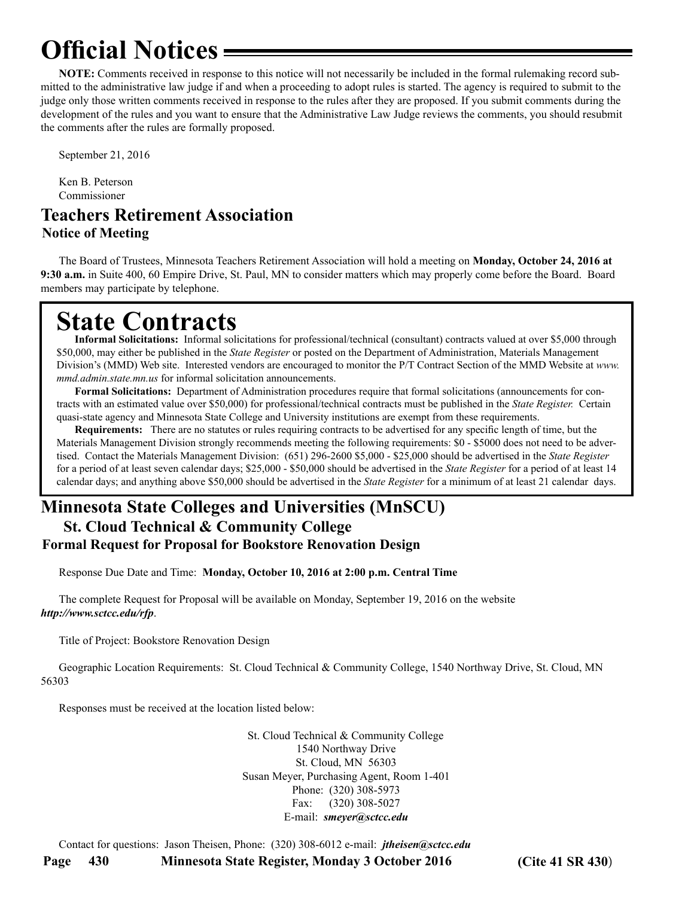# Official Notices

**NOTE:** Comments received in response to this notice will not necessarily be included in the formal rulemaking record submitted to the administrative law judge if and when a proceeding to adopt rules is started. The agency is required to submit to the judge only those written comments received in response to the rules after they are proposed. If you submit comments during the development of the rules and you want to ensure that the Administrative Law Judge reviews the comments, you should resubmit the comments after the rules are formally proposed.

September 21, 2016

Ken B. Peterson
Commissioner

## Teachers Retirement Association

### Notice of Meeting

The Board of Trustees, Minnesota Teachers Retirement Association will hold a meeting on **Monday, October 24, 2016 at 9:30 a.m.** in Suite 400, 60 Empire Drive, St. Paul, MN to consider matters which may properly come before the Board. Board members may participate by telephone.

# State Contracts

**Informal Solicitations:** Informal solicitations for professional/technical (consultant) contracts valued at over $5,000 through $50,000, may either be published in the *State Register* or posted on the Department of Administration, Materials Management Division's (MMD) Web site. Interested vendors are encouraged to monitor the P/T Contract Section of the MMD Website at *www.mmd.admin.state.mn.us* for informal solicitation announcements.

**Formal Solicitations:** Department of Administration procedures require that formal solicitations (announcements for contracts with an estimated value over $50,000) for professional/technical contracts must be published in the *State Register.* Certain quasi-state agency and Minnesota State College and University institutions are exempt from these requirements.

**Requirements:** There are no statutes or rules requiring contracts to be advertised for any specific length of time, but the Materials Management Division strongly recommends meeting the following requirements: $0 - $5000 does not need to be advertised. Contact the Materials Management Division: (651) 296-2600 $5,000 - $25,000 should be advertised in the *State Register* for a period of at least seven calendar days; $25,000 - $50,000 should be advertised in the *State Register* for a period of at least 14 calendar days; and anything above $50,000 should be advertised in the *State Register* for a minimum of at least 21 calendar days.

## Minnesota State Colleges and Universities (MnSCU)

### St. Cloud Technical & Community College

### Formal Request for Proposal for Bookstore Renovation Design

Response Due Date and Time: **Monday, October 10, 2016 at 2:00 p.m. Central Time**

The complete Request for Proposal will be available on Monday, September 19, 2016 on the website ***http://www.sctcc.edu/rfp***.

Title of Project: Bookstore Renovation Design

Geographic Location Requirements: St. Cloud Technical & Community College, 1540 Northway Drive, St. Cloud, MN 56303

Responses must be received at the location listed below:

St. Cloud Technical & Community College
1540 Northway Drive
St. Cloud, MN 56303
Susan Meyer, Purchasing Agent, Room 1-401
Phone: (320) 308-5973
Fax: (320) 308-5027
E-mail: ***smeyer@sctcc.edu***

Contact for questions: Jason Theisen, Phone: (320) 308-6012 e-mail: ***jtheisen@sctcc.edu***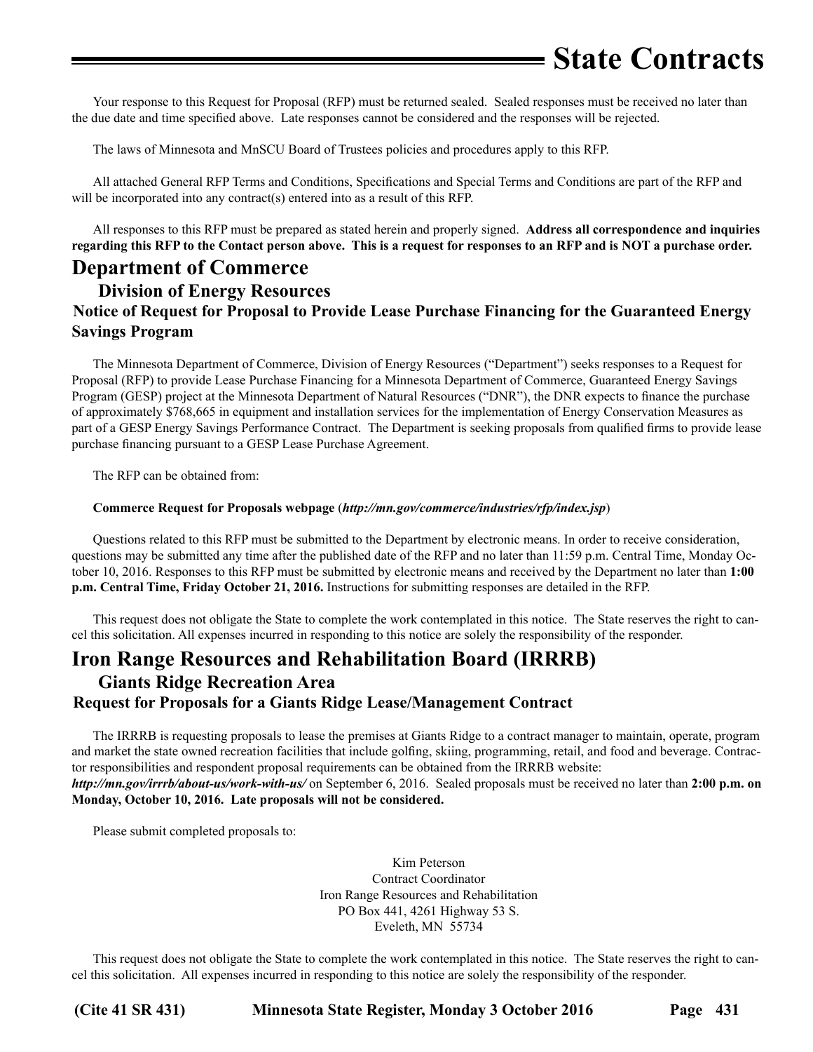Your response to this Request for Proposal (RFP) must be returned sealed. Sealed responses must be received no later than the due date and time specified above. Late responses cannot be considered and the responses will be rejected.

The laws of Minnesota and MnSCU Board of Trustees policies and procedures apply to this RFP.

All attached General RFP Terms and Conditions, Specifications and Special Terms and Conditions are part of the RFP and will be incorporated into any contract(s) entered into as a result of this RFP.

All responses to this RFP must be prepared as stated herein and properly signed. **Address all correspondence and inquiries regarding this RFP to the Contact person above. This is a request for responses to an RFP and is NOT a purchase order.**

# Department of Commerce

## Division of Energy Resources

### Notice of Request for Proposal to Provide Lease Purchase Financing for the Guaranteed Energy Savings Program

The Minnesota Department of Commerce, Division of Energy Resources ("Department") seeks responses to a Request for Proposal (RFP) to provide Lease Purchase Financing for a Minnesota Department of Commerce, Guaranteed Energy Savings Program (GESP) project at the Minnesota Department of Natural Resources ("DNR"), the DNR expects to finance the purchase of approximately $768,665 in equipment and installation services for the implementation of Energy Conservation Measures as part of a GESP Energy Savings Performance Contract. The Department is seeking proposals from qualified firms to provide lease purchase financing pursuant to a GESP Lease Purchase Agreement.

The RFP can be obtained from:

**Commerce Request for Proposals webpage (*http://mn.gov/commerce/industries/rfp/index.jsp*)**

Questions related to this RFP must be submitted to the Department by electronic means. In order to receive consideration, questions may be submitted any time after the published date of the RFP and no later than 11:59 p.m. Central Time, Monday October 10, 2016. Responses to this RFP must be submitted by electronic means and received by the Department no later than **1:00 p.m. Central Time, Friday October 21, 2016.** Instructions for submitting responses are detailed in the RFP.

This request does not obligate the State to complete the work contemplated in this notice. The State reserves the right to cancel this solicitation. All expenses incurred in responding to this notice are solely the responsibility of the responder.

# Iron Range Resources and Rehabilitation Board (IRRRB)

## Giants Ridge Recreation Area

### Request for Proposals for a Giants Ridge Lease/Management Contract

The IRRRB is requesting proposals to lease the premises at Giants Ridge to a contract manager to maintain, operate, program and market the state owned recreation facilities that include golfing, skiing, programming, retail, and food and beverage. Contractor responsibilities and respondent proposal requirements can be obtained from the IRRRB website: ***http://mn.gov/irrrb/about-us/work-with-us/*** on September 6, 2016. Sealed proposals must be received no later than **2:00 p.m. on Monday, October 10, 2016. Late proposals will not be considered.**

Please submit completed proposals to:

Kim Peterson
Contract Coordinator
Iron Range Resources and Rehabilitation
PO Box 441, 4261 Highway 53 S.
Eveleth, MN 55734

This request does not obligate the State to complete the work contemplated in this notice. The State reserves the right to cancel this solicitation. All expenses incurred in responding to this notice are solely the responsibility of the responder.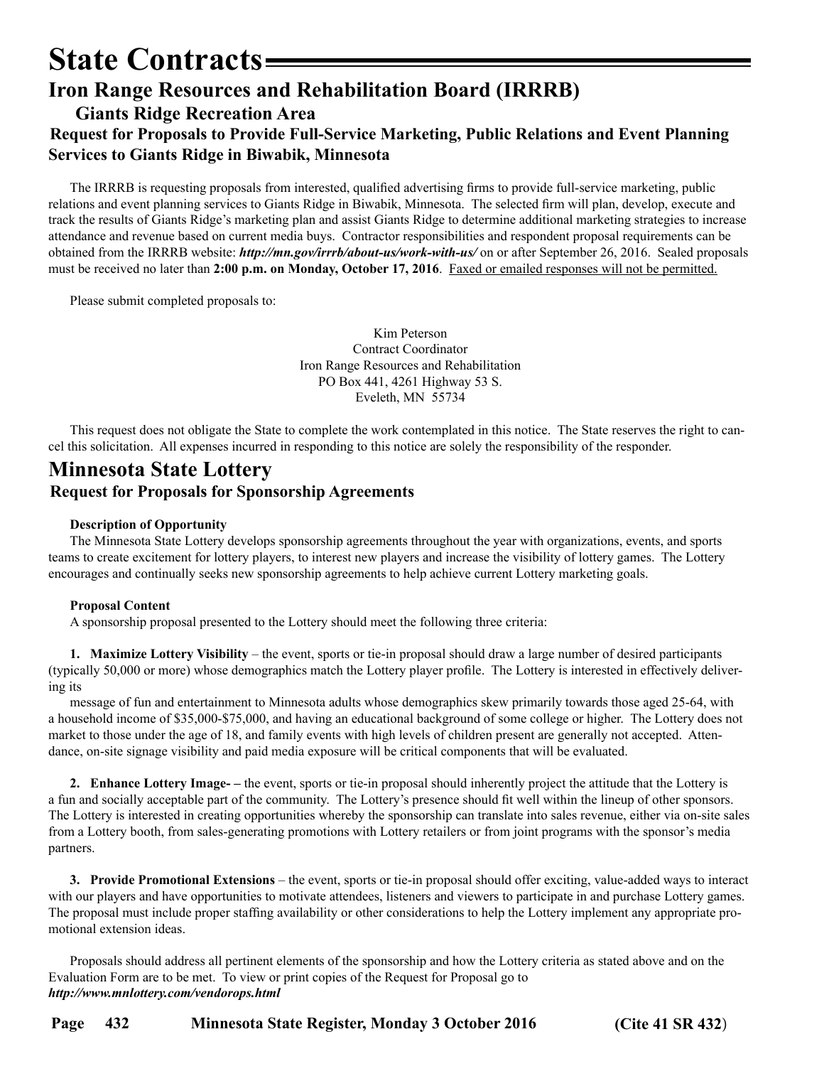# State Contracts

## Iron Range Resources and Rehabilitation Board (IRRRB)

### Giants Ridge Recreation Area

### Request for Proposals to Provide Full-Service Marketing, Public Relations and Event Planning Services to Giants Ridge in Biwabik, Minnesota

The IRRRB is requesting proposals from interested, qualified advertising firms to provide full-service marketing, public relations and event planning services to Giants Ridge in Biwabik, Minnesota. The selected firm will plan, develop, execute and track the results of Giants Ridge's marketing plan and assist Giants Ridge to determine additional marketing strategies to increase attendance and revenue based on current media buys. Contractor responsibilities and respondent proposal requirements can be obtained from the IRRRB website: ***http://mn.gov/irrrb/about-us/work-with-us/*** on or after September 26, 2016. Sealed proposals must be received no later than **2:00 p.m. on Monday, October 17, 2016**. <u>Faxed or emailed responses will not be permitted.</u>

Please submit completed proposals to:

Kim Peterson
Contract Coordinator
Iron Range Resources and Rehabilitation
PO Box 441, 4261 Highway 53 S.
Eveleth, MN 55734

This request does not obligate the State to complete the work contemplated in this notice. The State reserves the right to cancel this solicitation. All expenses incurred in responding to this notice are solely the responsibility of the responder.

## Minnesota State Lottery

### Request for Proposals for Sponsorship Agreements

**Description of Opportunity**

The Minnesota State Lottery develops sponsorship agreements throughout the year with organizations, events, and sports teams to create excitement for lottery players, to interest new players and increase the visibility of lottery games. The Lottery encourages and continually seeks new sponsorship agreements to help achieve current Lottery marketing goals.

**Proposal Content**

A sponsorship proposal presented to the Lottery should meet the following three criteria:

**1. Maximize Lottery Visibility** – the event, sports or tie-in proposal should draw a large number of desired participants (typically 50,000 or more) whose demographics match the Lottery player profile. The Lottery is interested in effectively delivering its

message of fun and entertainment to Minnesota adults whose demographics skew primarily towards those aged 25-64, with a household income of $35,000-$75,000, and having an educational background of some college or higher. The Lottery does not market to those under the age of 18, and family events with high levels of children present are generally not accepted. Attendance, on-site signage visibility and paid media exposure will be critical components that will be evaluated.

**2. Enhance Lottery Image- –** the event, sports or tie-in proposal should inherently project the attitude that the Lottery is a fun and socially acceptable part of the community. The Lottery's presence should fit well within the lineup of other sponsors. The Lottery is interested in creating opportunities whereby the sponsorship can translate into sales revenue, either via on-site sales from a Lottery booth, from sales-generating promotions with Lottery retailers or from joint programs with the sponsor's media partners.

**3. Provide Promotional Extensions** – the event, sports or tie-in proposal should offer exciting, value-added ways to interact with our players and have opportunities to motivate attendees, listeners and viewers to participate in and purchase Lottery games. The proposal must include proper staffing availability or other considerations to help the Lottery implement any appropriate promotional extension ideas.

Proposals should address all pertinent elements of the sponsorship and how the Lottery criteria as stated above and on the Evaluation Form are to be met. To view or print copies of the Request for Proposal go to ***http://www.mnlottery.com/vendorops.html***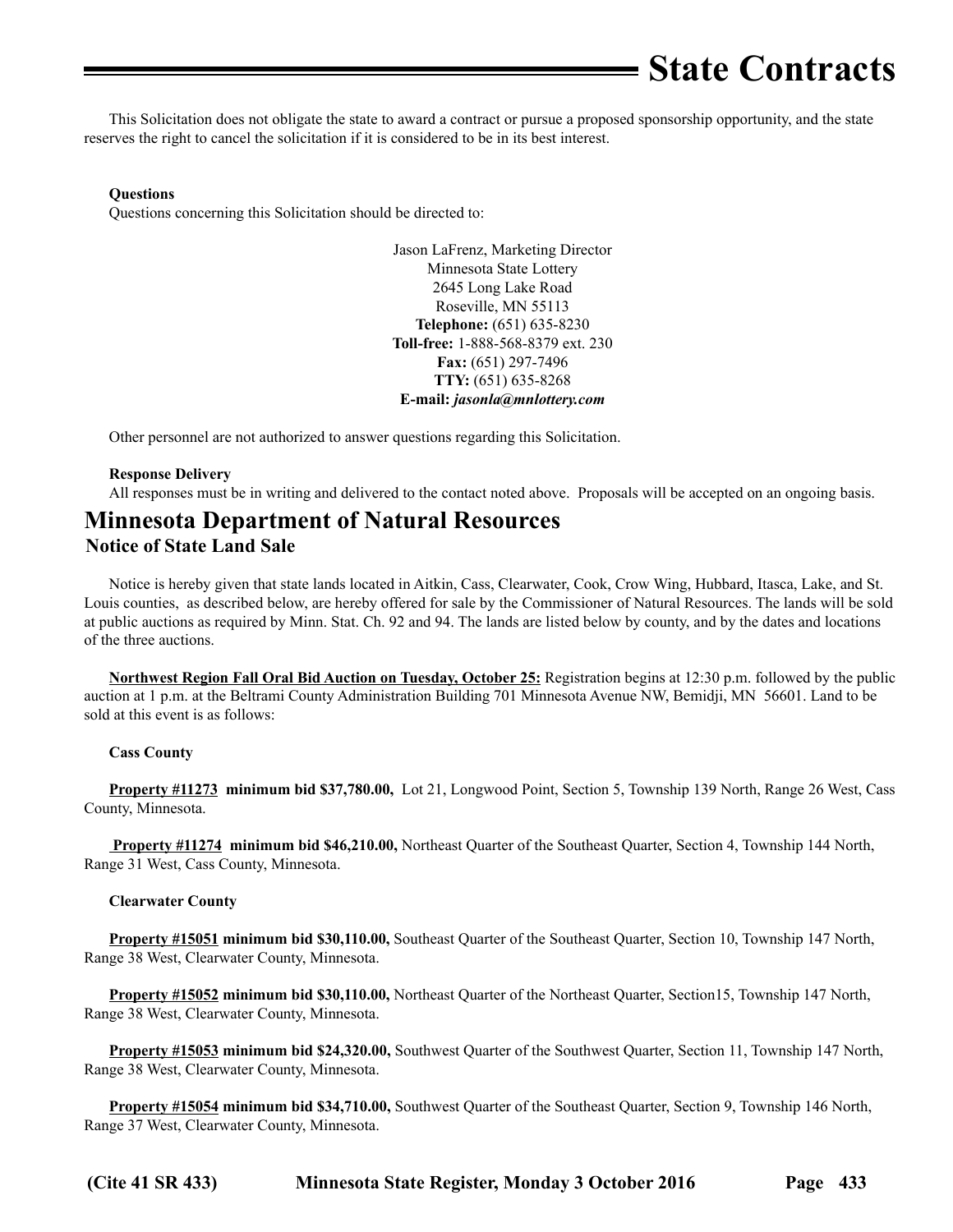This Solicitation does not obligate the state to award a contract or pursue a proposed sponsorship opportunity, and the state reserves the right to cancel the solicitation if it is considered to be in its best interest.

**Questions**

Questions concerning this Solicitation should be directed to:

Jason LaFrenz, Marketing Director
Minnesota State Lottery
2645 Long Lake Road
Roseville, MN 55113
**Telephone:** (651) 635-8230
**Toll-free:** 1-888-568-8379 ext. 230
**Fax:** (651) 297-7496
**TTY:** (651) 635-8268
**E-mail:** ***jasonla@mnlottery.com***

Other personnel are not authorized to answer questions regarding this Solicitation.

**Response Delivery**

All responses must be in writing and delivered to the contact noted above. Proposals will be accepted on an ongoing basis.

## Minnesota Department of Natural Resources

### Notice of State Land Sale

Notice is hereby given that state lands located in Aitkin, Cass, Clearwater, Cook, Crow Wing, Hubbard, Itasca, Lake, and St. Louis counties, as described below, are hereby offered for sale by the Commissioner of Natural Resources. The lands will be sold at public auctions as required by Minn. Stat. Ch. 92 and 94. The lands are listed below by county, and by the dates and locations of the three auctions.

**Northwest Region Fall Oral Bid Auction on Tuesday, October 25:** Registration begins at 12:30 p.m. followed by the public auction at 1 p.m. at the Beltrami County Administration Building 701 Minnesota Avenue NW, Bemidji, MN 56601. Land to be sold at this event is as follows:

**Cass County**

**Property #11273 minimum bid $37,780.00,** Lot 21, Longwood Point, Section 5, Township 139 North, Range 26 West, Cass County, Minnesota.

**Property #11274 minimum bid $46,210.00,** Northeast Quarter of the Southeast Quarter, Section 4, Township 144 North, Range 31 West, Cass County, Minnesota.

**Clearwater County**

**Property #15051 minimum bid $30,110.00,** Southeast Quarter of the Southeast Quarter, Section 10, Township 147 North, Range 38 West, Clearwater County, Minnesota.

**Property #15052 minimum bid $30,110.00,** Northeast Quarter of the Northeast Quarter, Section15, Township 147 North, Range 38 West, Clearwater County, Minnesota.

**Property #15053 minimum bid $24,320.00,** Southwest Quarter of the Southwest Quarter, Section 11, Township 147 North, Range 38 West, Clearwater County, Minnesota.

**Property #15054 minimum bid $34,710.00,** Southwest Quarter of the Southeast Quarter, Section 9, Township 146 North, Range 37 West, Clearwater County, Minnesota.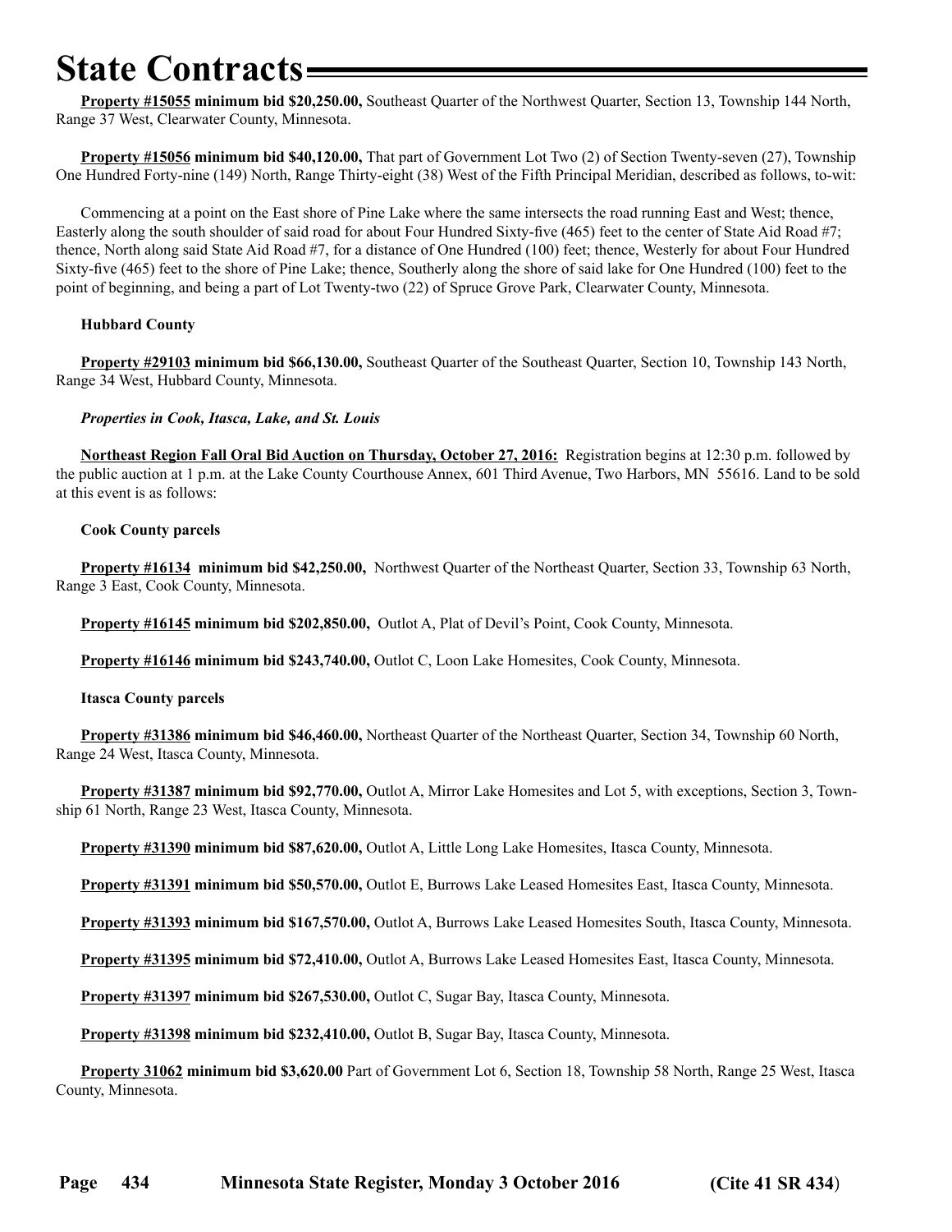# State Contracts

**Property #15055 minimum bid $20,250.00,** Southeast Quarter of the Northwest Quarter, Section 13, Township 144 North, Range 37 West, Clearwater County, Minnesota.

**Property #15056 minimum bid $40,120.00,** That part of Government Lot Two (2) of Section Twenty-seven (27), Township One Hundred Forty-nine (149) North, Range Thirty-eight (38) West of the Fifth Principal Meridian, described as follows, to-wit:

Commencing at a point on the East shore of Pine Lake where the same intersects the road running East and West; thence, Easterly along the south shoulder of said road for about Four Hundred Sixty-five (465) feet to the center of State Aid Road #7; thence, North along said State Aid Road #7, for a distance of One Hundred (100) feet; thence, Westerly for about Four Hundred Sixty-five (465) feet to the shore of Pine Lake; thence, Southerly along the shore of said lake for One Hundred (100) feet to the point of beginning, and being a part of Lot Twenty-two (22) of Spruce Grove Park, Clearwater County, Minnesota.

**Hubbard County**

**Property #29103 minimum bid $66,130.00,** Southeast Quarter of the Southeast Quarter, Section 10, Township 143 North, Range 34 West, Hubbard County, Minnesota.

***Properties in Cook, Itasca, Lake, and St. Louis***

**Northeast Region Fall Oral Bid Auction on Thursday, October 27, 2016:** Registration begins at 12:30 p.m. followed by the public auction at 1 p.m. at the Lake County Courthouse Annex, 601 Third Avenue, Two Harbors, MN 55616. Land to be sold at this event is as follows:

**Cook County parcels**

**Property #16134 minimum bid $42,250.00,** Northwest Quarter of the Northeast Quarter, Section 33, Township 63 North, Range 3 East, Cook County, Minnesota.

**Property #16145 minimum bid $202,850.00,** Outlot A, Plat of Devil's Point, Cook County, Minnesota.

**Property #16146 minimum bid $243,740.00,** Outlot C, Loon Lake Homesites, Cook County, Minnesota.

**Itasca County parcels**

**Property #31386 minimum bid $46,460.00,** Northeast Quarter of the Northeast Quarter, Section 34, Township 60 North, Range 24 West, Itasca County, Minnesota.

**Property #31387 minimum bid $92,770.00,** Outlot A, Mirror Lake Homesites and Lot 5, with exceptions, Section 3, Township 61 North, Range 23 West, Itasca County, Minnesota.

**Property #31390 minimum bid $87,620.00,** Outlot A, Little Long Lake Homesites, Itasca County, Minnesota.

**Property #31391 minimum bid $50,570.00,** Outlot E, Burrows Lake Leased Homesites East, Itasca County, Minnesota.

**Property #31393 minimum bid $167,570.00,** Outlot A, Burrows Lake Leased Homesites South, Itasca County, Minnesota.

**Property #31395 minimum bid $72,410.00,** Outlot A, Burrows Lake Leased Homesites East, Itasca County, Minnesota.

**Property #31397 minimum bid $267,530.00,** Outlot C, Sugar Bay, Itasca County, Minnesota.

**Property #31398 minimum bid $232,410.00,** Outlot B, Sugar Bay, Itasca County, Minnesota.

**Property 31062 minimum bid $3,620.00** Part of Government Lot 6, Section 18, Township 58 North, Range 25 West, Itasca County, Minnesota.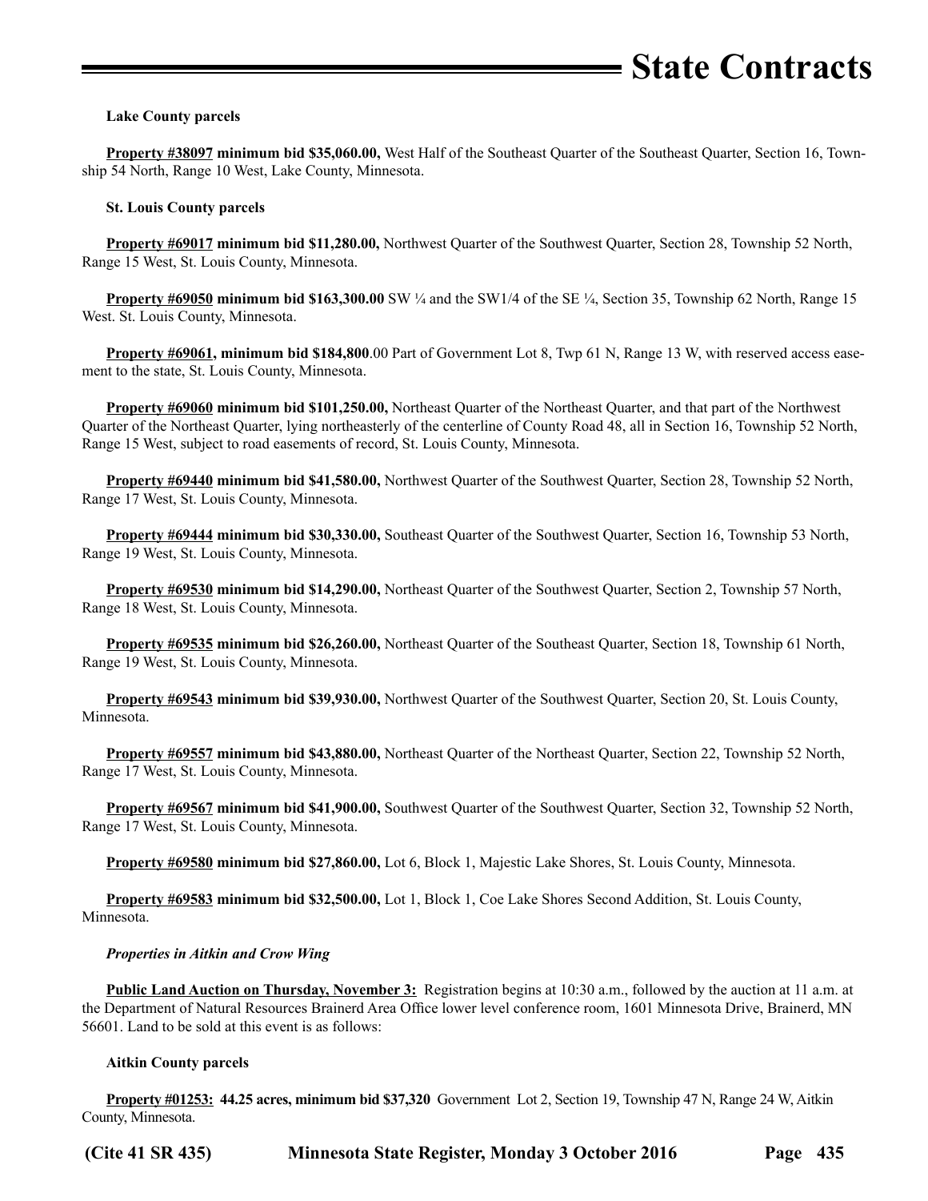**Lake County parcels**

**Property #38097 minimum bid $35,060.00,** West Half of the Southeast Quarter of the Southeast Quarter, Section 16, Township 54 North, Range 10 West, Lake County, Minnesota.

**St. Louis County parcels**

**Property #69017 minimum bid $11,280.00,** Northwest Quarter of the Southwest Quarter, Section 28, Township 52 North, Range 15 West, St. Louis County, Minnesota.

**Property #69050 minimum bid $163,300.00** SW ¼ and the SW1/4 of the SE ¼, Section 35, Township 62 North, Range 15 West. St. Louis County, Minnesota.

**Property #69061, minimum bid $184,800**.00 Part of Government Lot 8, Twp 61 N, Range 13 W, with reserved access easement to the state, St. Louis County, Minnesota.

**Property #69060 minimum bid $101,250.00,** Northeast Quarter of the Northeast Quarter, and that part of the Northwest Quarter of the Northeast Quarter, lying northeasterly of the centerline of County Road 48, all in Section 16, Township 52 North, Range 15 West, subject to road easements of record, St. Louis County, Minnesota.

**Property #69440 minimum bid $41,580.00,** Northwest Quarter of the Southwest Quarter, Section 28, Township 52 North, Range 17 West, St. Louis County, Minnesota.

**Property #69444 minimum bid $30,330.00,** Southeast Quarter of the Southwest Quarter, Section 16, Township 53 North, Range 19 West, St. Louis County, Minnesota.

**Property #69530 minimum bid $14,290.00,** Northeast Quarter of the Southwest Quarter, Section 2, Township 57 North, Range 18 West, St. Louis County, Minnesota.

**Property #69535 minimum bid $26,260.00,** Northeast Quarter of the Southeast Quarter, Section 18, Township 61 North, Range 19 West, St. Louis County, Minnesota.

**Property #69543 minimum bid $39,930.00,** Northwest Quarter of the Southwest Quarter, Section 20, St. Louis County, Minnesota.

**Property #69557 minimum bid $43,880.00,** Northeast Quarter of the Northeast Quarter, Section 22, Township 52 North, Range 17 West, St. Louis County, Minnesota.

**Property #69567 minimum bid $41,900.00,** Southwest Quarter of the Southwest Quarter, Section 32, Township 52 North, Range 17 West, St. Louis County, Minnesota.

**Property #69580 minimum bid $27,860.00,** Lot 6, Block 1, Majestic Lake Shores, St. Louis County, Minnesota.

**Property #69583 minimum bid $32,500.00,** Lot 1, Block 1, Coe Lake Shores Second Addition, St. Louis County, Minnesota.

***Properties in Aitkin and Crow Wing***

**Public Land Auction on Thursday, November 3:** Registration begins at 10:30 a.m., followed by the auction at 11 a.m. at the Department of Natural Resources Brainerd Area Office lower level conference room, 1601 Minnesota Drive, Brainerd, MN 56601. Land to be sold at this event is as follows:

**Aitkin County parcels**

**Property #01253: 44.25 acres, minimum bid $37,320** Government Lot 2, Section 19, Township 47 N, Range 24 W, Aitkin County, Minnesota.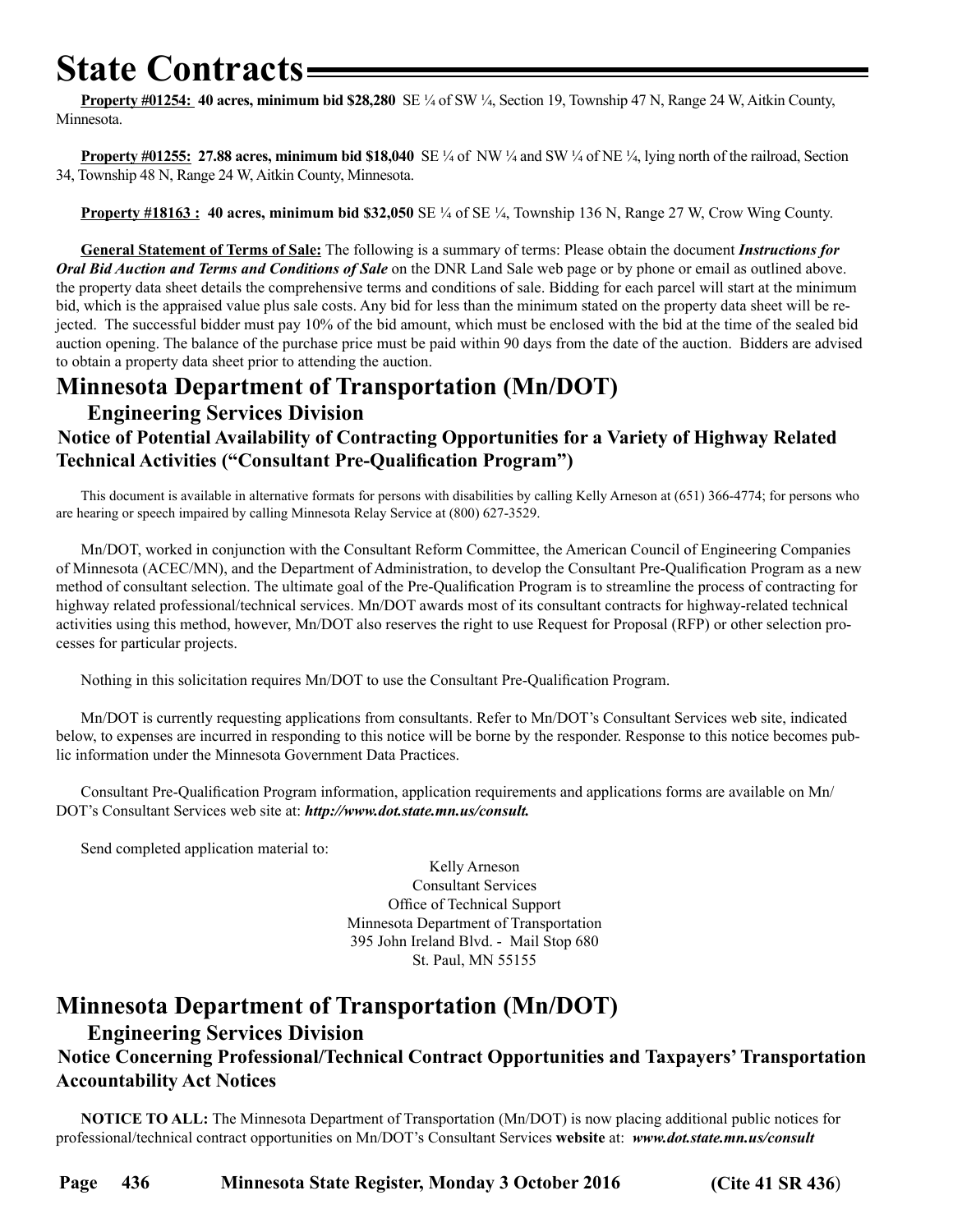**Property #01254: 40 acres, minimum bid $28,280** SE ¼ of SW ¼, Section 19, Township 47 N, Range 24 W, Aitkin County, Minnesota.

**Property #01255: 27.88 acres, minimum bid $18,040** SE ¼ of NW ¼ and SW ¼ of NE ¼, lying north of the railroad, Section 34, Township 48 N, Range 24 W, Aitkin County, Minnesota.

**Property #18163 : 40 acres, minimum bid $32,050** SE ¼ of SE ¼, Township 136 N, Range 27 W, Crow Wing County.

**General Statement of Terms of Sale:** The following is a summary of terms: Please obtain the document ***Instructions for Oral Bid Auction and Terms and Conditions of Sale*** on the DNR Land Sale web page or by phone or email as outlined above. the property data sheet details the comprehensive terms and conditions of sale. Bidding for each parcel will start at the minimum bid, which is the appraised value plus sale costs. Any bid for less than the minimum stated on the property data sheet will be rejected. The successful bidder must pay 10% of the bid amount, which must be enclosed with the bid at the time of the sealed bid auction opening. The balance of the purchase price must be paid within 90 days from the date of the auction. Bidders are advised to obtain a property data sheet prior to attending the auction.

# Minnesota Department of Transportation (Mn/DOT)

## Engineering Services Division

### Notice of Potential Availability of Contracting Opportunities for a Variety of Highway Related Technical Activities ("Consultant Pre-Qualification Program")

This document is available in alternative formats for persons with disabilities by calling Kelly Arneson at (651) 366-4774; for persons who are hearing or speech impaired by calling Minnesota Relay Service at (800) 627-3529.

Mn/DOT, worked in conjunction with the Consultant Reform Committee, the American Council of Engineering Companies of Minnesota (ACEC/MN), and the Department of Administration, to develop the Consultant Pre-Qualification Program as a new method of consultant selection. The ultimate goal of the Pre-Qualification Program is to streamline the process of contracting for highway related professional/technical services. Mn/DOT awards most of its consultant contracts for highway-related technical activities using this method, however, Mn/DOT also reserves the right to use Request for Proposal (RFP) or other selection processes for particular projects.

Nothing in this solicitation requires Mn/DOT to use the Consultant Pre-Qualification Program.

Mn/DOT is currently requesting applications from consultants. Refer to Mn/DOT's Consultant Services web site, indicated below, to expenses are incurred in responding to this notice will be borne by the responder. Response to this notice becomes public information under the Minnesota Government Data Practices.

Consultant Pre-Qualification Program information, application requirements and applications forms are available on Mn/DOT's Consultant Services web site at: ***http://www.dot.state.mn.us/consult.***

Send completed application material to:

Kelly Arneson
Consultant Services
Office of Technical Support
Minnesota Department of Transportation
395 John Ireland Blvd. - Mail Stop 680
St. Paul, MN 55155

# Minnesota Department of Transportation (Mn/DOT)

## Engineering Services Division

### Notice Concerning Professional/Technical Contract Opportunities and Taxpayers' Transportation Accountability Act Notices

**NOTICE TO ALL:** The Minnesota Department of Transportation (Mn/DOT) is now placing additional public notices for professional/technical contract opportunities on Mn/DOT's Consultant Services **website** at: ***www.dot.state.mn.us/consult***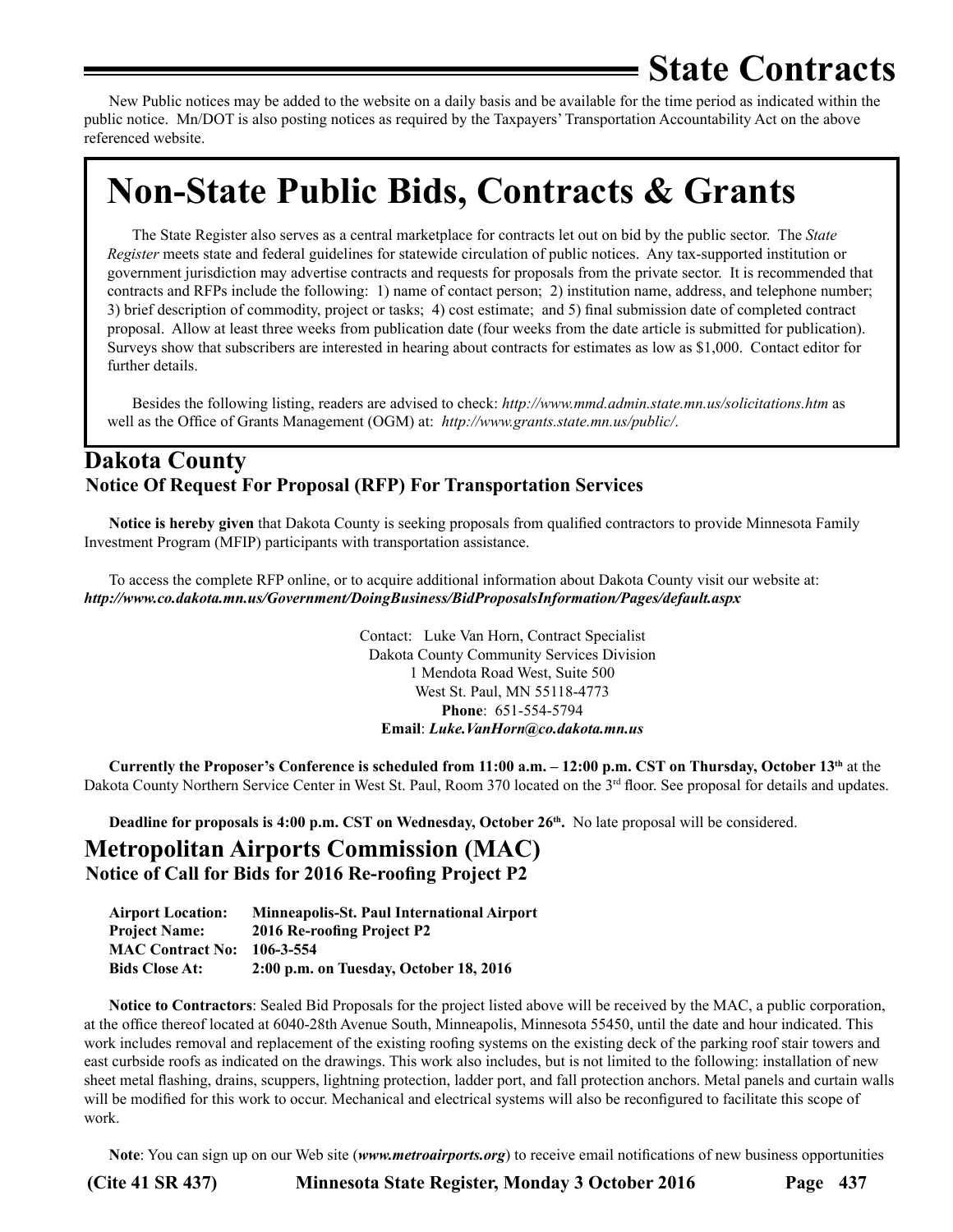# State Contracts

New Public notices may be added to the website on a daily basis and be available for the time period as indicated within the public notice. Mn/DOT is also posting notices as required by the Taxpayers' Transportation Accountability Act on the above referenced website.

# Non-State Public Bids, Contracts & Grants

The State Register also serves as a central marketplace for contracts let out on bid by the public sector. The *State Register* meets state and federal guidelines for statewide circulation of public notices. Any tax-supported institution or government jurisdiction may advertise contracts and requests for proposals from the private sector. It is recommended that contracts and RFPs include the following: 1) name of contact person; 2) institution name, address, and telephone number; 3) brief description of commodity, project or tasks; 4) cost estimate; and 5) final submission date of completed contract proposal. Allow at least three weeks from publication date (four weeks from the date article is submitted for publication). Surveys show that subscribers are interested in hearing about contracts for estimates as low as $1,000. Contact editor for further details.

Besides the following listing, readers are advised to check: *http://www.mmd.admin.state.mn.us/solicitations.htm* as well as the Office of Grants Management (OGM) at: *http://www.grants.state.mn.us/public/*.

## Dakota County

### Notice Of Request For Proposal (RFP) For Transportation Services

**Notice is hereby given** that Dakota County is seeking proposals from qualified contractors to provide Minnesota Family Investment Program (MFIP) participants with transportation assistance.

To access the complete RFP online, or to acquire additional information about Dakota County visit our website at: ***http://www.co.dakota.mn.us/Government/DoingBusiness/BidProposalsInformation/Pages/default.aspx***

Contact: Luke Van Horn, Contract Specialist
Dakota County Community Services Division
1 Mendota Road West, Suite 500
West St. Paul, MN 55118-4773
**Phone**: 651-554-5794
**Email**: ***Luke.VanHorn@co.dakota.mn.us***

**Currently the Proposer's Conference is scheduled from 11:00 a.m. – 12:00 p.m. CST on Thursday, October 13th** at the Dakota County Northern Service Center in West St. Paul, Room 370 located on the 3rd floor. See proposal for details and updates.

**Deadline for proposals is 4:00 p.m. CST on Wednesday, October 26th.** No late proposal will be considered.

## Metropolitan Airports Commission (MAC)

### Notice of Call for Bids for 2016 Re-roofing Project P2

**Airport Location:** **Minneapolis-St. Paul International Airport**
**Project Name:** **2016 Re-roofing Project P2**
**MAC Contract No:** **106-3-554**
**Bids Close At:** **2:00 p.m. on Tuesday, October 18, 2016**

**Notice to Contractors**: Sealed Bid Proposals for the project listed above will be received by the MAC, a public corporation, at the office thereof located at 6040-28th Avenue South, Minneapolis, Minnesota 55450, until the date and hour indicated. This work includes removal and replacement of the existing roofing systems on the existing deck of the parking roof stair towers and east curbside roofs as indicated on the drawings. This work also includes, but is not limited to the following: installation of new sheet metal flashing, drains, scuppers, lightning protection, ladder port, and fall protection anchors. Metal panels and curtain walls will be modified for this work to occur. Mechanical and electrical systems will also be reconfigured to facilitate this scope of work.

**Note**: You can sign up on our Web site (***www.metroairports.org***) to receive email notifications of new business opportunities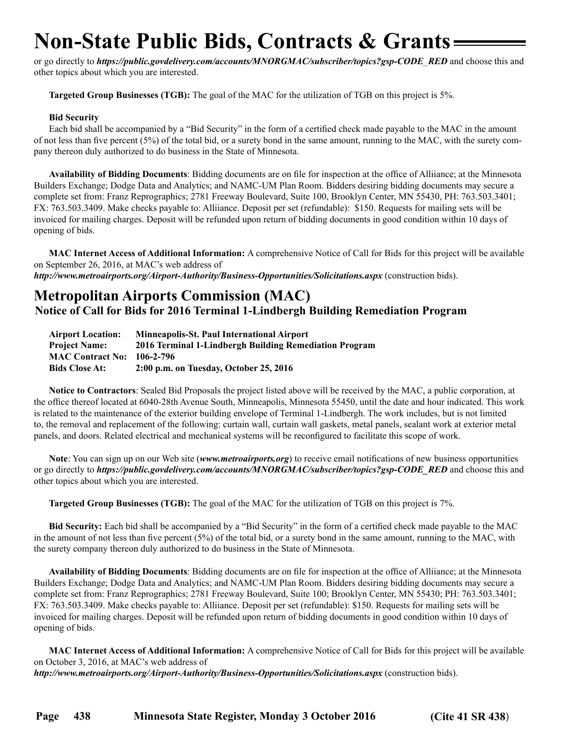# Non-State Public Bids, Contracts & Grants

or go directly to ***https://public.govdelivery.com/accounts/MNORGMAC/subscriber/topics?gsp-CODE_RED*** and choose this and other topics about which you are interested.

**Targeted Group Businesses (TGB):** The goal of the MAC for the utilization of TGB on this project is 5%.

**Bid Security**

Each bid shall be accompanied by a "Bid Security" in the form of a certified check made payable to the MAC in the amount of not less than five percent (5%) of the total bid, or a surety bond in the same amount, running to the MAC, with the surety company thereon duly authorized to do business in the State of Minnesota.

**Availability of Bidding Documents**: Bidding documents are on file for inspection at the office of Alliiance; at the Minnesota Builders Exchange; Dodge Data and Analytics; and NAMC-UM Plan Room. Bidders desiring bidding documents may secure a complete set from: Franz Reprographics; 2781 Freeway Boulevard, Suite 100, Brooklyn Center, MN 55430, PH: 763.503.3401; FX: 763.503.3409. Make checks payable to: Alliiance. Deposit per set (refundable): $150. Requests for mailing sets will be invoiced for mailing charges. Deposit will be refunded upon return of bidding documents in good condition within 10 days of opening of bids.

**MAC Internet Access of Additional Information:** A comprehensive Notice of Call for Bids for this project will be available on September 26, 2016, at MAC's web address of ***http://www.metroairports.org/Airport-Authority/Business-Opportunities/Solicitations.aspx*** (construction bids).

## Metropolitan Airports Commission (MAC)

### Notice of Call for Bids for 2016 Terminal 1-Lindbergh Building Remediation Program

**Airport Location:** **Minneapolis-St. Paul International Airport**
**Project Name:** **2016 Terminal 1-Lindbergh Building Remediation Program**
**MAC Contract No:** **106-2-796**
**Bids Close At:** **2:00 p.m. on Tuesday, October 25, 2016**

**Notice to Contractors**: Sealed Bid Proposals the project listed above will be received by the MAC, a public corporation, at the office thereof located at 6040-28th Avenue South, Minneapolis, Minnesota 55450, until the date and hour indicated. This work is related to the maintenance of the exterior building envelope of Terminal 1-Lindbergh. The work includes, but is not limited to, the removal and replacement of the following: curtain wall, curtain wall gaskets, metal panels, sealant work at exterior metal panels, and doors. Related electrical and mechanical systems will be reconfigured to facilitate this scope of work.

**Note**: You can sign up on our Web site (***www.metroairports.org***) to receive email notifications of new business opportunities or go directly to ***https://public.govdelivery.com/accounts/MNORGMAC/subscriber/topics?gsp-CODE_RED*** and choose this and other topics about which you are interested.

**Targeted Group Businesses (TGB):** The goal of the MAC for the utilization of TGB on this project is 7%.

**Bid Security:** Each bid shall be accompanied by a "Bid Security" in the form of a certified check made payable to the MAC in the amount of not less than five percent (5%) of the total bid, or a surety bond in the same amount, running to the MAC, with the surety company thereon duly authorized to do business in the State of Minnesota.

**Availability of Bidding Documents**: Bidding documents are on file for inspection at the office of Alliiance; at the Minnesota Builders Exchange; Dodge Data and Analytics; and NAMC-UM Plan Room. Bidders desiring bidding documents may secure a complete set from: Franz Reprographics; 2781 Freeway Boulevard, Suite 100; Brooklyn Center, MN 55430; PH: 763.503.3401; FX: 763.503.3409. Make checks payable to: Alliiance. Deposit per set (refundable): $150. Requests for mailing sets will be invoiced for mailing charges. Deposit will be refunded upon return of bidding documents in good condition within 10 days of opening of bids.

**MAC Internet Access of Additional Information:** A comprehensive Notice of Call for Bids for this project will be available on October 3, 2016, at MAC's web address of ***http://www.metroairports.org/Airport-Authority/Business-Opportunities/Solicitations.aspx*** (construction bids).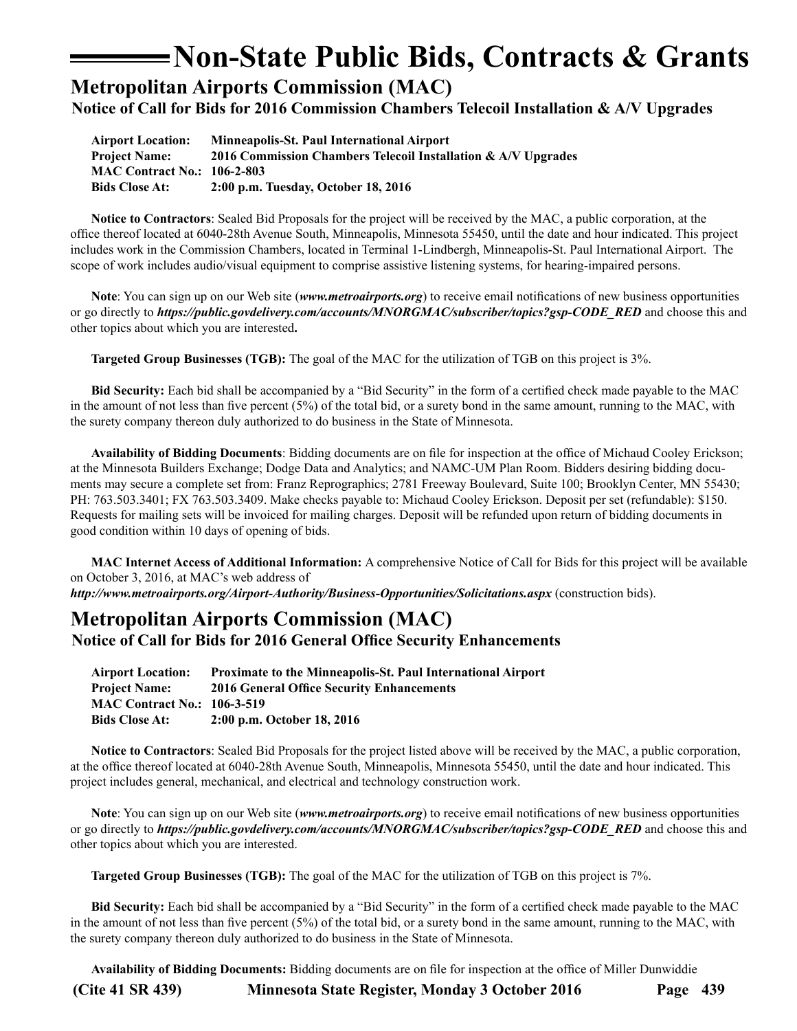# Non-State Public Bids, Contracts & Grants

## Metropolitan Airports Commission (MAC)

### Notice of Call for Bids for 2016 Commission Chambers Telecoil Installation & A/V Upgrades

**Airport Location:** **Minneapolis-St. Paul International Airport**
**Project Name:** **2016 Commission Chambers Telecoil Installation & A/V Upgrades**
**MAC Contract No.:** **106-2-803**
**Bids Close At:** **2:00 p.m. Tuesday, October 18, 2016**

**Notice to Contractors**: Sealed Bid Proposals for the project will be received by the MAC, a public corporation, at the office thereof located at 6040-28th Avenue South, Minneapolis, Minnesota 55450, until the date and hour indicated. This project includes work in the Commission Chambers, located in Terminal 1-Lindbergh, Minneapolis-St. Paul International Airport. The scope of work includes audio/visual equipment to comprise assistive listening systems, for hearing-impaired persons.

**Note**: You can sign up on our Web site (***www.metroairports.org***) to receive email notifications of new business opportunities or go directly to ***https://public.govdelivery.com/accounts/MNORGMAC/subscriber/topics?gsp-CODE_RED*** and choose this and other topics about which you are interested**.**

**Targeted Group Businesses (TGB):** The goal of the MAC for the utilization of TGB on this project is 3%.

**Bid Security:** Each bid shall be accompanied by a "Bid Security" in the form of a certified check made payable to the MAC in the amount of not less than five percent (5%) of the total bid, or a surety bond in the same amount, running to the MAC, with the surety company thereon duly authorized to do business in the State of Minnesota.

**Availability of Bidding Documents**: Bidding documents are on file for inspection at the office of Michaud Cooley Erickson; at the Minnesota Builders Exchange; Dodge Data and Analytics; and NAMC-UM Plan Room. Bidders desiring bidding documents may secure a complete set from: Franz Reprographics; 2781 Freeway Boulevard, Suite 100; Brooklyn Center, MN 55430; PH: 763.503.3401; FX 763.503.3409. Make checks payable to: Michaud Cooley Erickson. Deposit per set (refundable): $150. Requests for mailing sets will be invoiced for mailing charges. Deposit will be refunded upon return of bidding documents in good condition within 10 days of opening of bids.

**MAC Internet Access of Additional Information:** A comprehensive Notice of Call for Bids for this project will be available on October 3, 2016, at MAC's web address of ***http://www.metroairports.org/Airport-Authority/Business-Opportunities/Solicitations.aspx*** (construction bids).

## Metropolitan Airports Commission (MAC)

### Notice of Call for Bids for 2016 General Office Security Enhancements

**Airport Location:** **Proximate to the Minneapolis-St. Paul International Airport**
**Project Name:** **2016 General Office Security Enhancements**
**MAC Contract No.:** **106-3-519**
**Bids Close At:** **2:00 p.m. October 18, 2016**

**Notice to Contractors**: Sealed Bid Proposals for the project listed above will be received by the MAC, a public corporation, at the office thereof located at 6040-28th Avenue South, Minneapolis, Minnesota 55450, until the date and hour indicated. This project includes general, mechanical, and electrical and technology construction work.

**Note**: You can sign up on our Web site (***www.metroairports.org***) to receive email notifications of new business opportunities or go directly to ***https://public.govdelivery.com/accounts/MNORGMAC/subscriber/topics?gsp-CODE_RED*** and choose this and other topics about which you are interested.

**Targeted Group Businesses (TGB):** The goal of the MAC for the utilization of TGB on this project is 7%.

**Bid Security:** Each bid shall be accompanied by a "Bid Security" in the form of a certified check made payable to the MAC in the amount of not less than five percent (5%) of the total bid, or a surety bond in the same amount, running to the MAC, with the surety company thereon duly authorized to do business in the State of Minnesota.

**Availability of Bidding Documents:** Bidding documents are on file for inspection at the office of Miller Dunwiddie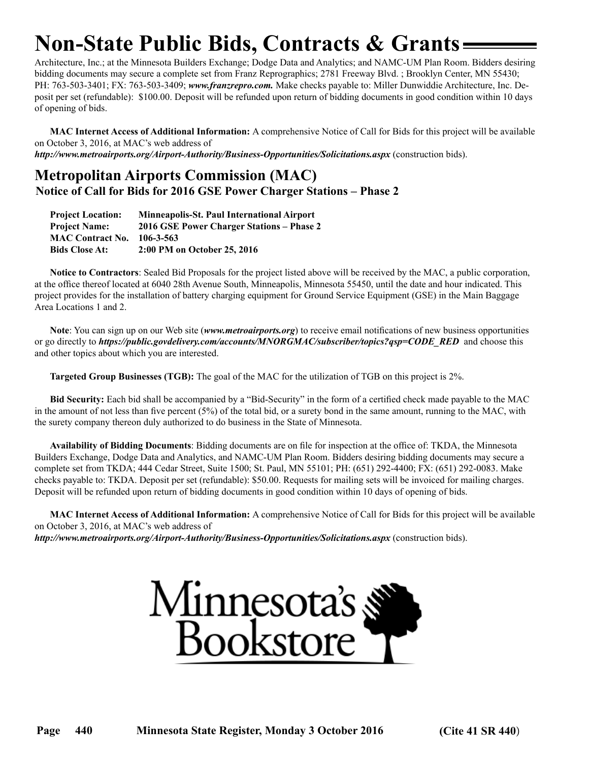Architecture, Inc.; at the Minnesota Builders Exchange; Dodge Data and Analytics; and NAMC-UM Plan Room. Bidders desiring bidding documents may secure a complete set from Franz Reprographics; 2781 Freeway Blvd. ; Brooklyn Center, MN 55430; PH: 763-503-3401; FX: 763-503-3409; ***www.franzrepro.com.*** Make checks payable to: Miller Dunwiddie Architecture, Inc. Deposit per set (refundable): $100.00. Deposit will be refunded upon return of bidding documents in good condition within 10 days of opening of bids.

**MAC Internet Access of Additional Information:** A comprehensive Notice of Call for Bids for this project will be available on October 3, 2016, at MAC's web address of ***http://www.metroairports.org/Airport-Authority/Business-Opportunities/Solicitations.aspx*** (construction bids).

## Metropolitan Airports Commission (MAC)

### Notice of Call for Bids for 2016 GSE Power Charger Stations – Phase 2

**Project Location:** **Minneapolis-St. Paul International Airport**
**Project Name:** **2016 GSE Power Charger Stations – Phase 2**
**MAC Contract No.** **106-3-563**
**Bids Close At:** **2:00 PM on October 25, 2016**

**Notice to Contractors**: Sealed Bid Proposals for the project listed above will be received by the MAC, a public corporation, at the office thereof located at 6040 28th Avenue South, Minneapolis, Minnesota 55450, until the date and hour indicated. This project provides for the installation of battery charging equipment for Ground Service Equipment (GSE) in the Main Baggage Area Locations 1 and 2.

**Note**: You can sign up on our Web site (***www.metroairports.org***) to receive email notifications of new business opportunities or go directly to ***https://public.govdelivery.com/accounts/MNORGMAC/subscriber/topics?qsp=CODE_RED*** and choose this and other topics about which you are interested.

**Targeted Group Businesses (TGB):** The goal of the MAC for the utilization of TGB on this project is 2%.

**Bid Security:** Each bid shall be accompanied by a "Bid-Security" in the form of a certified check made payable to the MAC in the amount of not less than five percent (5%) of the total bid, or a surety bond in the same amount, running to the MAC, with the surety company thereon duly authorized to do business in the State of Minnesota.

**Availability of Bidding Documents**: Bidding documents are on file for inspection at the office of: TKDA, the Minnesota Builders Exchange, Dodge Data and Analytics, and NAMC-UM Plan Room. Bidders desiring bidding documents may secure a complete set from TKDA; 444 Cedar Street, Suite 1500; St. Paul, MN 55101; PH: (651) 292-4400; FX: (651) 292-0083. Make checks payable to: TKDA. Deposit per set (refundable): $50.00. Requests for mailing sets will be invoiced for mailing charges. Deposit will be refunded upon return of bidding documents in good condition within 10 days of opening of bids.

**MAC Internet Access of Additional Information:** A comprehensive Notice of Call for Bids for this project will be available on October 3, 2016, at MAC's web address of ***http://www.metroairports.org/Airport-Authority/Business-Opportunities/Solicitations.aspx*** (construction bids).

Minnesota's Bookstore